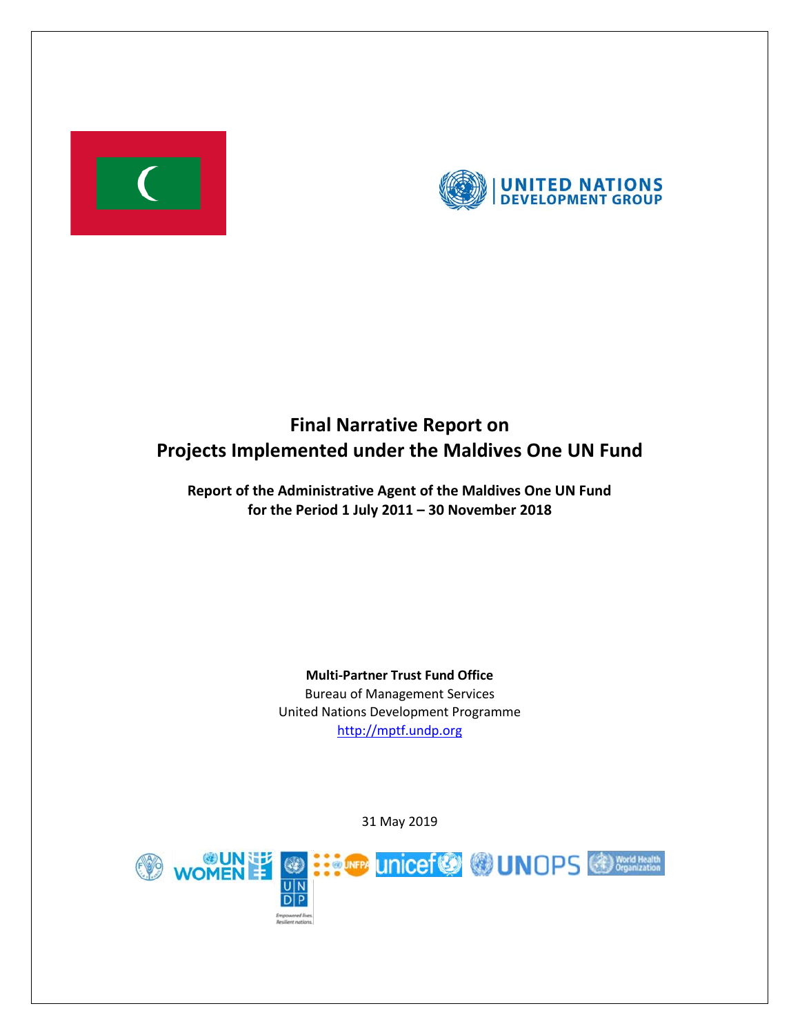UNITED NATIONS DEVELOPMENT GROUP

# Final Narrative Report on Projects Implemented under the Maldives One UN Fund

**Report of the Administrative Agent of the Maldives One UN Fund for the Period 1 July 2011 – 30 November 2018**

**Multi-Partner Trust Fund Office**
Bureau of Management Services
United Nations Development Programme
http://mptf.undp.org

31 May 2019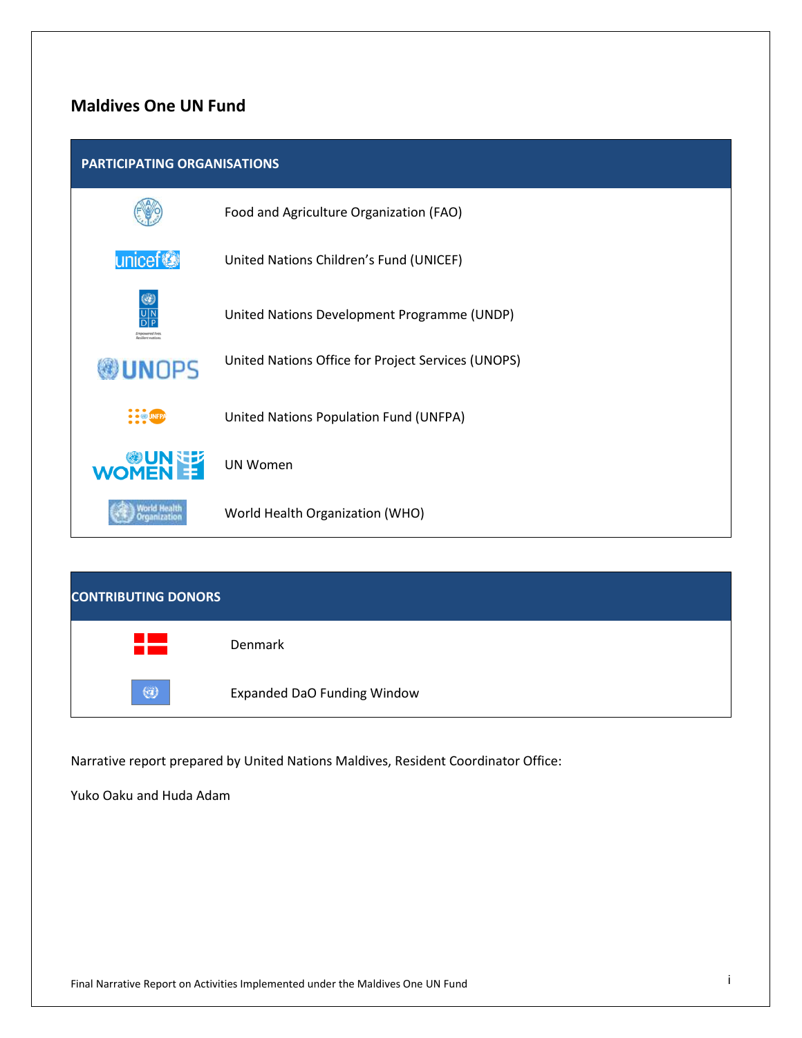## Maldives One UN Fund

| PARTICIPATING ORGANISATIONS |
|---|
| Food and Agriculture Organization (FAO) |
| United Nations Children's Fund (UNICEF) |
| United Nations Development Programme (UNDP) |
| United Nations Office for Project Services (UNOPS) |
| United Nations Population Fund (UNFPA) |
| UN Women |
| World Health Organization (WHO) |

| CONTRIBUTING DONORS |
|---|
| Denmark |
| Expanded DaO Funding Window |

Narrative report prepared by United Nations Maldives, Resident Coordinator Office:

Yuko Oaku and Huda Adam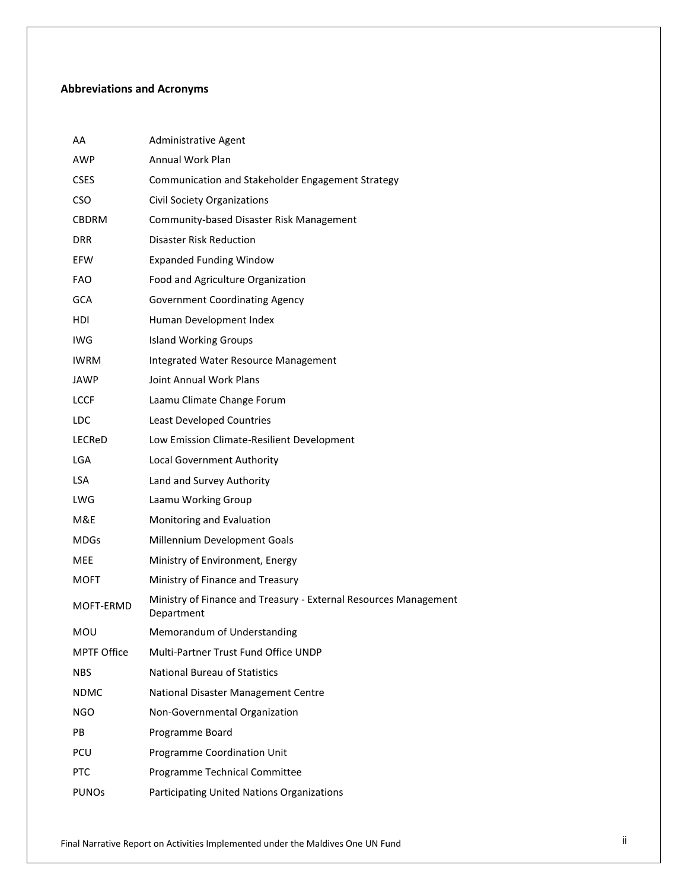## Abbreviations and Acronyms

| | |
|---|---|
| AA | Administrative Agent |
| AWP | Annual Work Plan |
| CSES | Communication and Stakeholder Engagement Strategy |
| CSO | Civil Society Organizations |
| CBDRM | Community-based Disaster Risk Management |
| DRR | Disaster Risk Reduction |
| EFW | Expanded Funding Window |
| FAO | Food and Agriculture Organization |
| GCA | Government Coordinating Agency |
| HDI | Human Development Index |
| IWG | Island Working Groups |
| IWRM | Integrated Water Resource Management |
| JAWP | Joint Annual Work Plans |
| LCCF | Laamu Climate Change Forum |
| LDC | Least Developed Countries |
| LECReD | Low Emission Climate-Resilient Development |
| LGA | Local Government Authority |
| LSA | Land and Survey Authority |
| LWG | Laamu Working Group |
| M&E | Monitoring and Evaluation |
| MDGs | Millennium Development Goals |
| MEE | Ministry of Environment, Energy |
| MOFT | Ministry of Finance and Treasury |
| MOFT-ERMD | Ministry of Finance and Treasury - External Resources Management Department |
| MOU | Memorandum of Understanding |
| MPTF Office | Multi-Partner Trust Fund Office UNDP |
| NBS | National Bureau of Statistics |
| NDMC | National Disaster Management Centre |
| NGO | Non-Governmental Organization |
| PB | Programme Board |
| PCU | Programme Coordination Unit |
| PTC | Programme Technical Committee |
| PUNOs | Participating United Nations Organizations |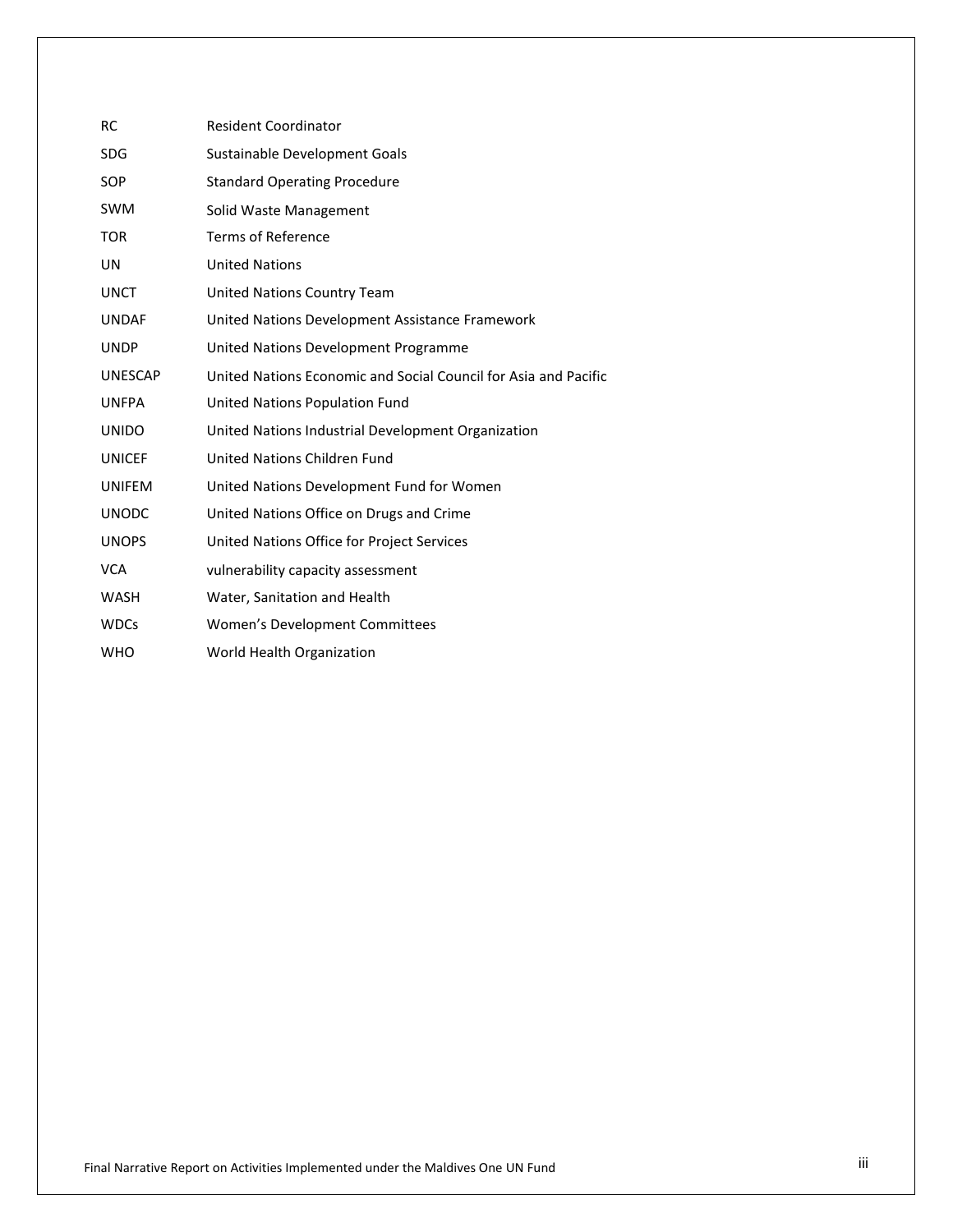| | |
|---|---|
| RC | Resident Coordinator |
| SDG | Sustainable Development Goals |
| SOP | Standard Operating Procedure |
| SWM | Solid Waste Management |
| TOR | Terms of Reference |
| UN | United Nations |
| UNCT | United Nations Country Team |
| UNDAF | United Nations Development Assistance Framework |
| UNDP | United Nations Development Programme |
| UNESCAP | United Nations Economic and Social Council for Asia and Pacific |
| UNFPA | United Nations Population Fund |
| UNIDO | United Nations Industrial Development Organization |
| UNICEF | United Nations Children Fund |
| UNIFEM | United Nations Development Fund for Women |
| UNODC | United Nations Office on Drugs and Crime |
| UNOPS | United Nations Office for Project Services |
| VCA | vulnerability capacity assessment |
| WASH | Water, Sanitation and Health |
| WDCs | Women's Development Committees |
| WHO | World Health Organization |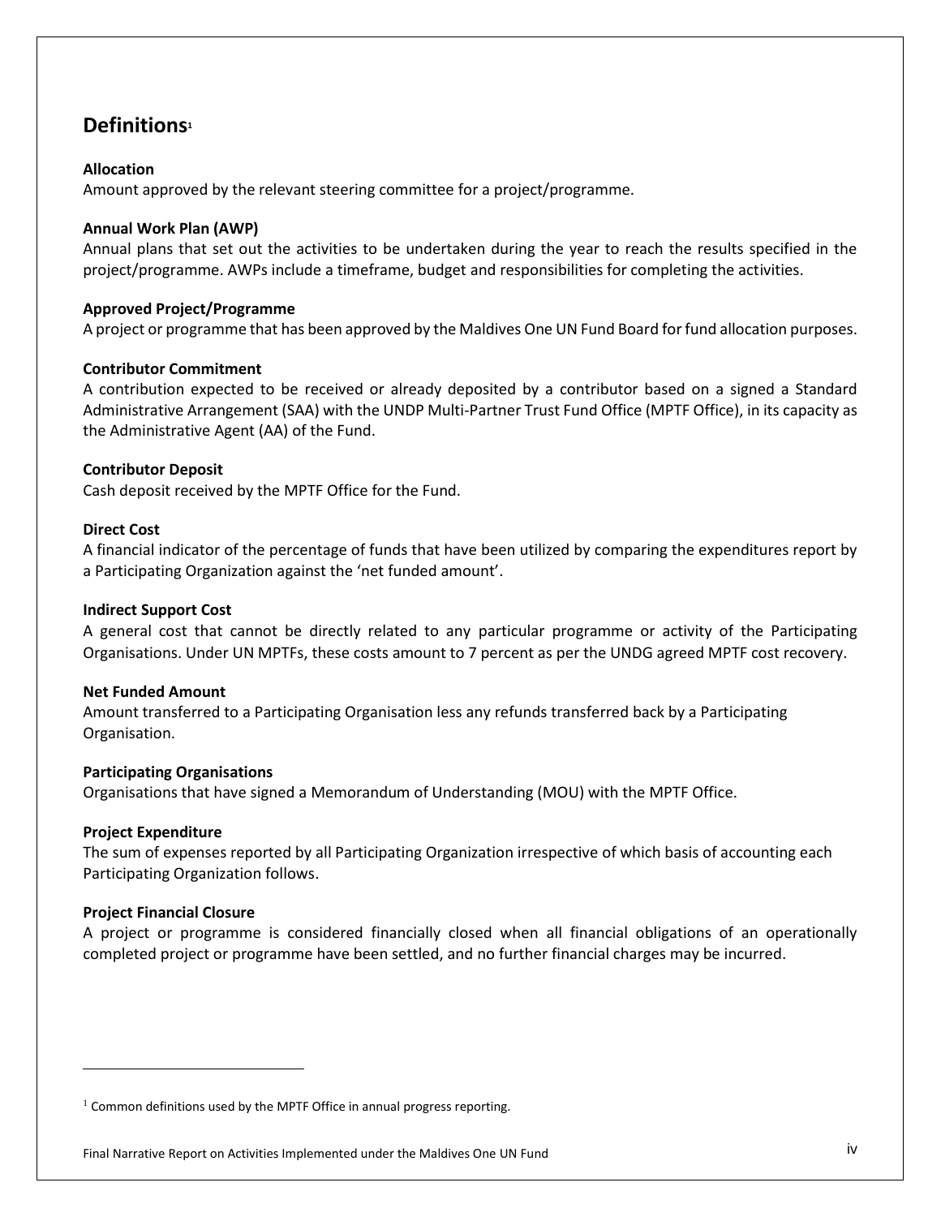## Definitions[1]

**Allocation**
Amount approved by the relevant steering committee for a project/programme.

**Annual Work Plan (AWP)**
Annual plans that set out the activities to be undertaken during the year to reach the results specified in the project/programme. AWPs include a timeframe, budget and responsibilities for completing the activities.

**Approved Project/Programme**
A project or programme that has been approved by the Maldives One UN Fund Board for fund allocation purposes.

**Contributor Commitment**
A contribution expected to be received or already deposited by a contributor based on a signed a Standard Administrative Arrangement (SAA) with the UNDP Multi-Partner Trust Fund Office (MPTF Office), in its capacity as the Administrative Agent (AA) of the Fund.

**Contributor Deposit**
Cash deposit received by the MPTF Office for the Fund.

**Direct Cost**
A financial indicator of the percentage of funds that have been utilized by comparing the expenditures report by a Participating Organization against the 'net funded amount'.

**Indirect Support Cost**
A general cost that cannot be directly related to any particular programme or activity of the Participating Organisations. Under UN MPTFs, these costs amount to 7 percent as per the UNDG agreed MPTF cost recovery.

**Net Funded Amount**
Amount transferred to a Participating Organisation less any refunds transferred back by a Participating Organisation.

**Participating Organisations**
Organisations that have signed a Memorandum of Understanding (MOU) with the MPTF Office.

**Project Expenditure**
The sum of expenses reported by all Participating Organization irrespective of which basis of accounting each Participating Organization follows.

**Project Financial Closure**
A project or programme is considered financially closed when all financial obligations of an operationally completed project or programme have been settled, and no further financial charges may be incurred.

---

[1] Common definitions used by the MPTF Office in annual progress reporting.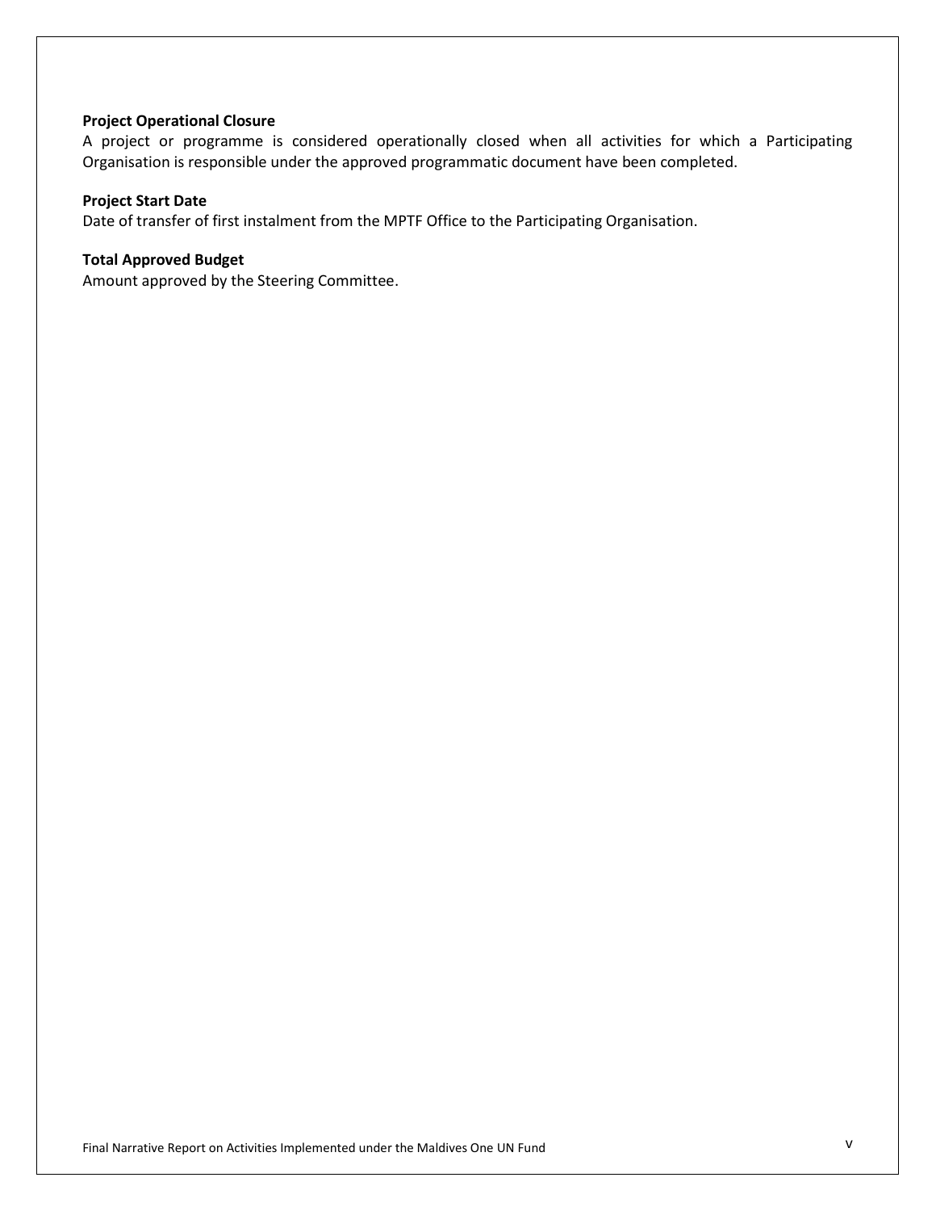**Project Operational Closure**
A project or programme is considered operationally closed when all activities for which a Participating Organisation is responsible under the approved programmatic document have been completed.

**Project Start Date**
Date of transfer of first instalment from the MPTF Office to the Participating Organisation.

**Total Approved Budget**
Amount approved by the Steering Committee.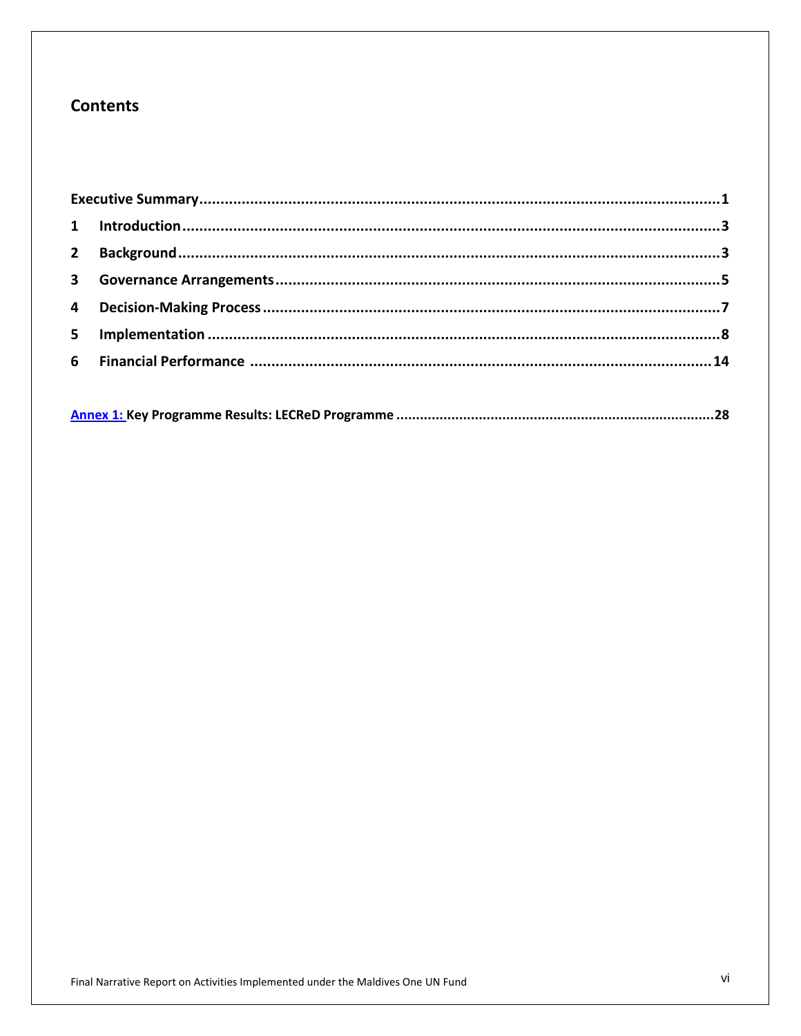## Contents

**Executive Summary** ........................................................................................................................ **1**

**1 Introduction** ................................................................................................................................ **3**

**2 Background** ................................................................................................................................. **3**

**3 Governance Arrangements** ......................................................................................................... **5**

**4 Decision-Making Process** ............................................................................................................ **7**

**5 Implementation** .......................................................................................................................... **8**

**6 Financial Performance** ............................................................................................................. **14**

**Annex 1: Key Programme Results: LECReD Programme** ............................................................... **28**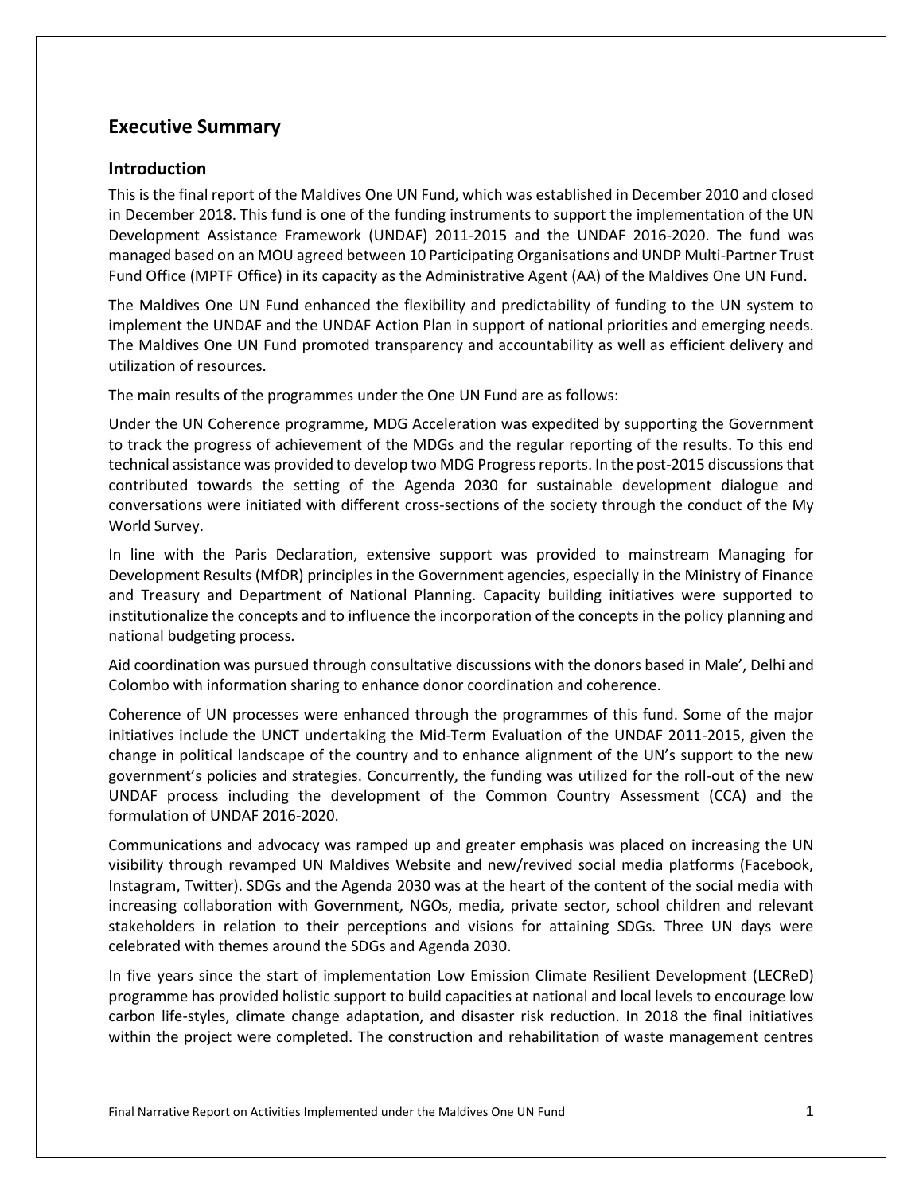## Executive Summary

### Introduction

This is the final report of the Maldives One UN Fund, which was established in December 2010 and closed in December 2018. This fund is one of the funding instruments to support the implementation of the UN Development Assistance Framework (UNDAF) 2011-2015 and the UNDAF 2016-2020. The fund was managed based on an MOU agreed between 10 Participating Organisations and UNDP Multi-Partner Trust Fund Office (MPTF Office) in its capacity as the Administrative Agent (AA) of the Maldives One UN Fund.

The Maldives One UN Fund enhanced the flexibility and predictability of funding to the UN system to implement the UNDAF and the UNDAF Action Plan in support of national priorities and emerging needs. The Maldives One UN Fund promoted transparency and accountability as well as efficient delivery and utilization of resources.

The main results of the programmes under the One UN Fund are as follows:

Under the UN Coherence programme, MDG Acceleration was expedited by supporting the Government to track the progress of achievement of the MDGs and the regular reporting of the results. To this end technical assistance was provided to develop two MDG Progress reports. In the post-2015 discussions that contributed towards the setting of the Agenda 2030 for sustainable development dialogue and conversations were initiated with different cross-sections of the society through the conduct of the My World Survey.

In line with the Paris Declaration, extensive support was provided to mainstream Managing for Development Results (MfDR) principles in the Government agencies, especially in the Ministry of Finance and Treasury and Department of National Planning. Capacity building initiatives were supported to institutionalize the concepts and to influence the incorporation of the concepts in the policy planning and national budgeting process.

Aid coordination was pursued through consultative discussions with the donors based in Male', Delhi and Colombo with information sharing to enhance donor coordination and coherence.

Coherence of UN processes were enhanced through the programmes of this fund. Some of the major initiatives include the UNCT undertaking the Mid-Term Evaluation of the UNDAF 2011-2015, given the change in political landscape of the country and to enhance alignment of the UN's support to the new government's policies and strategies. Concurrently, the funding was utilized for the roll-out of the new UNDAF process including the development of the Common Country Assessment (CCA) and the formulation of UNDAF 2016-2020.

Communications and advocacy was ramped up and greater emphasis was placed on increasing the UN visibility through revamped UN Maldives Website and new/revived social media platforms (Facebook, Instagram, Twitter). SDGs and the Agenda 2030 was at the heart of the content of the social media with increasing collaboration with Government, NGOs, media, private sector, school children and relevant stakeholders in relation to their perceptions and visions for attaining SDGs. Three UN days were celebrated with themes around the SDGs and Agenda 2030.

In five years since the start of implementation Low Emission Climate Resilient Development (LECReD) programme has provided holistic support to build capacities at national and local levels to encourage low carbon life-styles, climate change adaptation, and disaster risk reduction. In 2018 the final initiatives within the project were completed. The construction and rehabilitation of waste management centres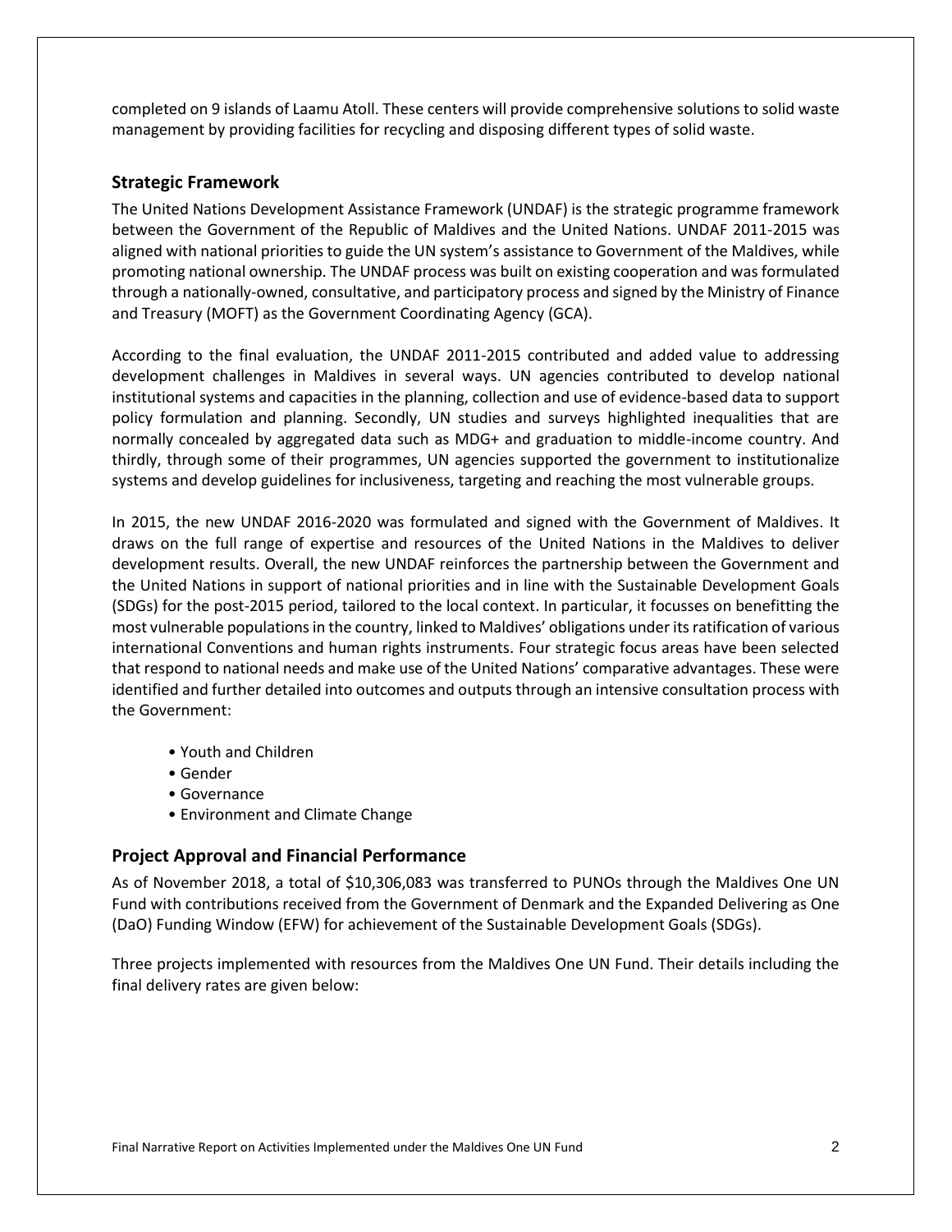completed on 9 islands of Laamu Atoll. These centers will provide comprehensive solutions to solid waste management by providing facilities for recycling and disposing different types of solid waste.

## Strategic Framework

The United Nations Development Assistance Framework (UNDAF) is the strategic programme framework between the Government of the Republic of Maldives and the United Nations. UNDAF 2011-2015 was aligned with national priorities to guide the UN system's assistance to Government of the Maldives, while promoting national ownership. The UNDAF process was built on existing cooperation and was formulated through a nationally-owned, consultative, and participatory process and signed by the Ministry of Finance and Treasury (MOFT) as the Government Coordinating Agency (GCA).

According to the final evaluation, the UNDAF 2011-2015 contributed and added value to addressing development challenges in Maldives in several ways. UN agencies contributed to develop national institutional systems and capacities in the planning, collection and use of evidence-based data to support policy formulation and planning. Secondly, UN studies and surveys highlighted inequalities that are normally concealed by aggregated data such as MDG+ and graduation to middle-income country. And thirdly, through some of their programmes, UN agencies supported the government to institutionalize systems and develop guidelines for inclusiveness, targeting and reaching the most vulnerable groups.

In 2015, the new UNDAF 2016-2020 was formulated and signed with the Government of Maldives. It draws on the full range of expertise and resources of the United Nations in the Maldives to deliver development results. Overall, the new UNDAF reinforces the partnership between the Government and the United Nations in support of national priorities and in line with the Sustainable Development Goals (SDGs) for the post-2015 period, tailored to the local context. In particular, it focusses on benefitting the most vulnerable populations in the country, linked to Maldives' obligations under its ratification of various international Conventions and human rights instruments. Four strategic focus areas have been selected that respond to national needs and make use of the United Nations' comparative advantages. These were identified and further detailed into outcomes and outputs through an intensive consultation process with the Government:

- Youth and Children
- Gender
- Governance
- Environment and Climate Change

## Project Approval and Financial Performance

As of November 2018, a total of $10,306,083 was transferred to PUNOs through the Maldives One UN Fund with contributions received from the Government of Denmark and the Expanded Delivering as One (DaO) Funding Window (EFW) for achievement of the Sustainable Development Goals (SDGs).

Three projects implemented with resources from the Maldives One UN Fund. Their details including the final delivery rates are given below: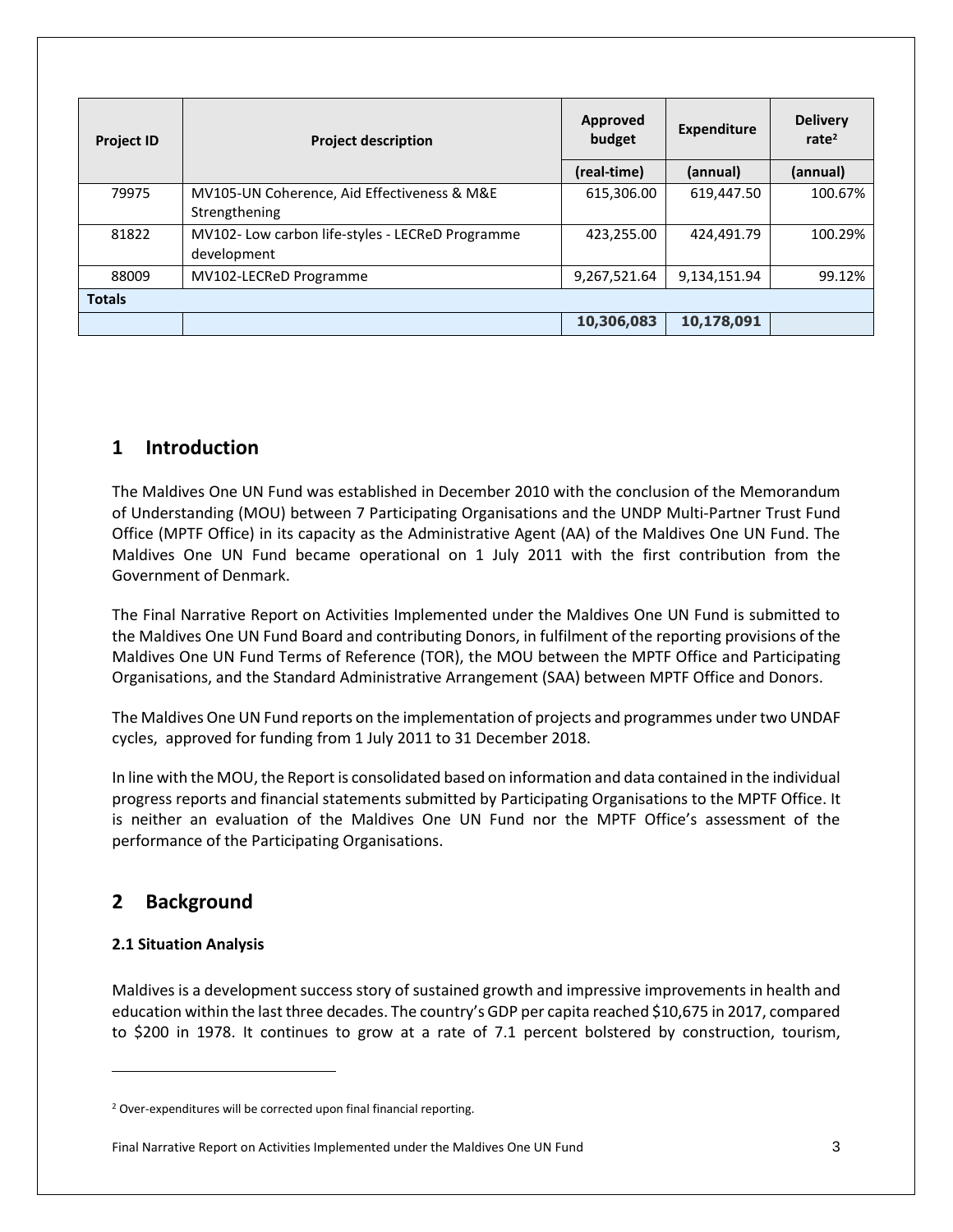| Project ID | Project description | Approved budget | Expenditure | Delivery rate[2] |
|---|---|---|---|---|
| | | (real-time) | (annual) | (annual) |
| 79975 | MV105-UN Coherence, Aid Effectiveness & M&E Strengthening | 615,306.00 | 619,447.50 | 100.67% |
| 81822 | MV102- Low carbon life-styles - LECReD Programme development | 423,255.00 | 424,491.79 | 100.29% |
| 88009 | MV102-LECReD Programme | 9,267,521.64 | 9,134,151.94 | 99.12% |
| **Totals** | | | | |
| | | **10,306,083** | **10,178,091** | |

## 1 Introduction

The Maldives One UN Fund was established in December 2010 with the conclusion of the Memorandum of Understanding (MOU) between 7 Participating Organisations and the UNDP Multi-Partner Trust Fund Office (MPTF Office) in its capacity as the Administrative Agent (AA) of the Maldives One UN Fund. The Maldives One UN Fund became operational on 1 July 2011 with the first contribution from the Government of Denmark.

The Final Narrative Report on Activities Implemented under the Maldives One UN Fund is submitted to the Maldives One UN Fund Board and contributing Donors, in fulfilment of the reporting provisions of the Maldives One UN Fund Terms of Reference (TOR), the MOU between the MPTF Office and Participating Organisations, and the Standard Administrative Arrangement (SAA) between MPTF Office and Donors.

The Maldives One UN Fund reports on the implementation of projects and programmes under two UNDAF cycles, approved for funding from 1 July 2011 to 31 December 2018.

In line with the MOU, the Report is consolidated based on information and data contained in the individual progress reports and financial statements submitted by Participating Organisations to the MPTF Office. It is neither an evaluation of the Maldives One UN Fund nor the MPTF Office's assessment of the performance of the Participating Organisations.

## 2 Background

### 2.1 Situation Analysis

Maldives is a development success story of sustained growth and impressive improvements in health and education within the last three decades. The country's GDP per capita reached $10,675 in 2017, compared to $200 in 1978. It continues to grow at a rate of 7.1 percent bolstered by construction, tourism,

[2] Over-expenditures will be corrected upon final financial reporting.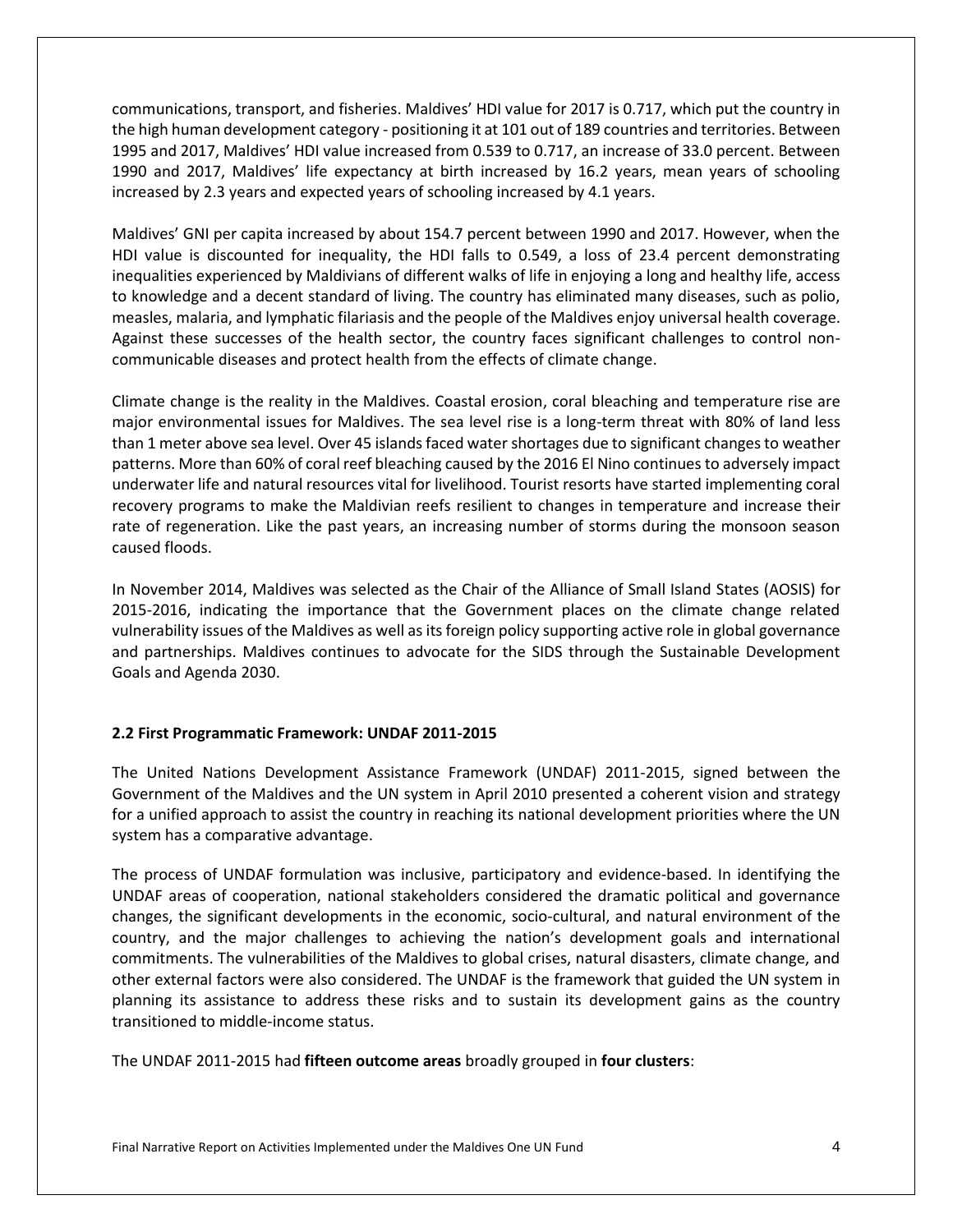communications, transport, and fisheries. Maldives' HDI value for 2017 is 0.717, which put the country in the high human development category - positioning it at 101 out of 189 countries and territories. Between 1995 and 2017, Maldives' HDI value increased from 0.539 to 0.717, an increase of 33.0 percent. Between 1990 and 2017, Maldives' life expectancy at birth increased by 16.2 years, mean years of schooling increased by 2.3 years and expected years of schooling increased by 4.1 years.

Maldives' GNI per capita increased by about 154.7 percent between 1990 and 2017. However, when the HDI value is discounted for inequality, the HDI falls to 0.549, a loss of 23.4 percent demonstrating inequalities experienced by Maldivians of different walks of life in enjoying a long and healthy life, access to knowledge and a decent standard of living. The country has eliminated many diseases, such as polio, measles, malaria, and lymphatic filariasis and the people of the Maldives enjoy universal health coverage. Against these successes of the health sector, the country faces significant challenges to control non-communicable diseases and protect health from the effects of climate change.

Climate change is the reality in the Maldives. Coastal erosion, coral bleaching and temperature rise are major environmental issues for Maldives. The sea level rise is a long-term threat with 80% of land less than 1 meter above sea level. Over 45 islands faced water shortages due to significant changes to weather patterns. More than 60% of coral reef bleaching caused by the 2016 El Nino continues to adversely impact underwater life and natural resources vital for livelihood. Tourist resorts have started implementing coral recovery programs to make the Maldivian reefs resilient to changes in temperature and increase their rate of regeneration. Like the past years, an increasing number of storms during the monsoon season caused floods.

In November 2014, Maldives was selected as the Chair of the Alliance of Small Island States (AOSIS) for 2015-2016, indicating the importance that the Government places on the climate change related vulnerability issues of the Maldives as well as its foreign policy supporting active role in global governance and partnerships. Maldives continues to advocate for the SIDS through the Sustainable Development Goals and Agenda 2030.

### 2.2 First Programmatic Framework: UNDAF 2011-2015

The United Nations Development Assistance Framework (UNDAF) 2011-2015, signed between the Government of the Maldives and the UN system in April 2010 presented a coherent vision and strategy for a unified approach to assist the country in reaching its national development priorities where the UN system has a comparative advantage.

The process of UNDAF formulation was inclusive, participatory and evidence-based. In identifying the UNDAF areas of cooperation, national stakeholders considered the dramatic political and governance changes, the significant developments in the economic, socio-cultural, and natural environment of the country, and the major challenges to achieving the nation's development goals and international commitments. The vulnerabilities of the Maldives to global crises, natural disasters, climate change, and other external factors were also considered. The UNDAF is the framework that guided the UN system in planning its assistance to address these risks and to sustain its development gains as the country transitioned to middle-income status.

The UNDAF 2011-2015 had **fifteen outcome areas** broadly grouped in **four clusters**: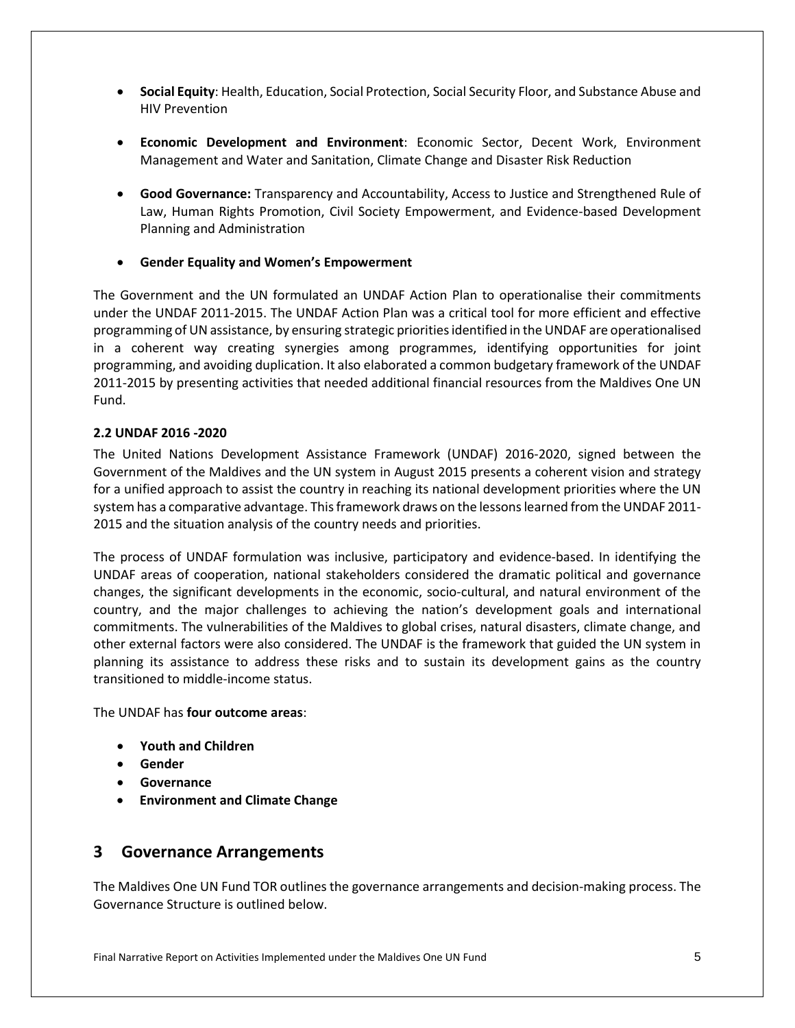- **Social Equity**: Health, Education, Social Protection, Social Security Floor, and Substance Abuse and HIV Prevention

- **Economic Development and Environment**: Economic Sector, Decent Work, Environment Management and Water and Sanitation, Climate Change and Disaster Risk Reduction

- **Good Governance:** Transparency and Accountability, Access to Justice and Strengthened Rule of Law, Human Rights Promotion, Civil Society Empowerment, and Evidence-based Development Planning and Administration

- **Gender Equality and Women's Empowerment**

The Government and the UN formulated an UNDAF Action Plan to operationalise their commitments under the UNDAF 2011-2015. The UNDAF Action Plan was a critical tool for more efficient and effective programming of UN assistance, by ensuring strategic priorities identified in the UNDAF are operationalised in a coherent way creating synergies among programmes, identifying opportunities for joint programming, and avoiding duplication. It also elaborated a common budgetary framework of the UNDAF 2011-2015 by presenting activities that needed additional financial resources from the Maldives One UN Fund.

### 2.2 UNDAF 2016 -2020

The United Nations Development Assistance Framework (UNDAF) 2016-2020, signed between the Government of the Maldives and the UN system in August 2015 presents a coherent vision and strategy for a unified approach to assist the country in reaching its national development priorities where the UN system has a comparative advantage. This framework draws on the lessons learned from the UNDAF 2011-2015 and the situation analysis of the country needs and priorities.

The process of UNDAF formulation was inclusive, participatory and evidence-based. In identifying the UNDAF areas of cooperation, national stakeholders considered the dramatic political and governance changes, the significant developments in the economic, socio-cultural, and natural environment of the country, and the major challenges to achieving the nation's development goals and international commitments. The vulnerabilities of the Maldives to global crises, natural disasters, climate change, and other external factors were also considered. The UNDAF is the framework that guided the UN system in planning its assistance to address these risks and to sustain its development gains as the country transitioned to middle-income status.

The UNDAF has **four outcome areas**:

- **Youth and Children**
- **Gender**
- **Governance**
- **Environment and Climate Change**

## 3 Governance Arrangements

The Maldives One UN Fund TOR outlines the governance arrangements and decision-making process. The Governance Structure is outlined below.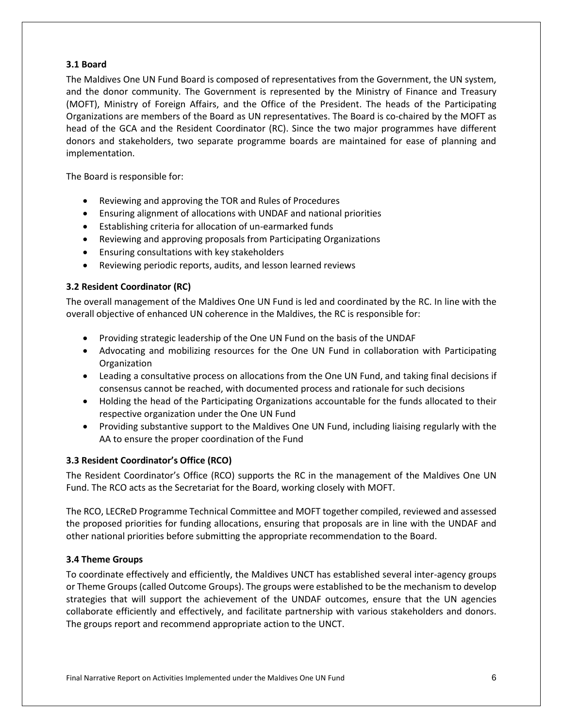### 3.1 Board

The Maldives One UN Fund Board is composed of representatives from the Government, the UN system, and the donor community. The Government is represented by the Ministry of Finance and Treasury (MOFT), Ministry of Foreign Affairs, and the Office of the President. The heads of the Participating Organizations are members of the Board as UN representatives. The Board is co-chaired by the MOFT as head of the GCA and the Resident Coordinator (RC). Since the two major programmes have different donors and stakeholders, two separate programme boards are maintained for ease of planning and implementation.

The Board is responsible for:

- Reviewing and approving the TOR and Rules of Procedures
- Ensuring alignment of allocations with UNDAF and national priorities
- Establishing criteria for allocation of un-earmarked funds
- Reviewing and approving proposals from Participating Organizations
- Ensuring consultations with key stakeholders
- Reviewing periodic reports, audits, and lesson learned reviews

### 3.2 Resident Coordinator (RC)

The overall management of the Maldives One UN Fund is led and coordinated by the RC. In line with the overall objective of enhanced UN coherence in the Maldives, the RC is responsible for:

- Providing strategic leadership of the One UN Fund on the basis of the UNDAF
- Advocating and mobilizing resources for the One UN Fund in collaboration with Participating Organization
- Leading a consultative process on allocations from the One UN Fund, and taking final decisions if consensus cannot be reached, with documented process and rationale for such decisions
- Holding the head of the Participating Organizations accountable for the funds allocated to their respective organization under the One UN Fund
- Providing substantive support to the Maldives One UN Fund, including liaising regularly with the AA to ensure the proper coordination of the Fund

### 3.3 Resident Coordinator's Office (RCO)

The Resident Coordinator's Office (RCO) supports the RC in the management of the Maldives One UN Fund. The RCO acts as the Secretariat for the Board, working closely with MOFT.

The RCO, LECReD Programme Technical Committee and MOFT together compiled, reviewed and assessed the proposed priorities for funding allocations, ensuring that proposals are in line with the UNDAF and other national priorities before submitting the appropriate recommendation to the Board.

### 3.4 Theme Groups

To coordinate effectively and efficiently, the Maldives UNCT has established several inter-agency groups or Theme Groups (called Outcome Groups). The groups were established to be the mechanism to develop strategies that will support the achievement of the UNDAF outcomes, ensure that the UN agencies collaborate efficiently and effectively, and facilitate partnership with various stakeholders and donors. The groups report and recommend appropriate action to the UNCT.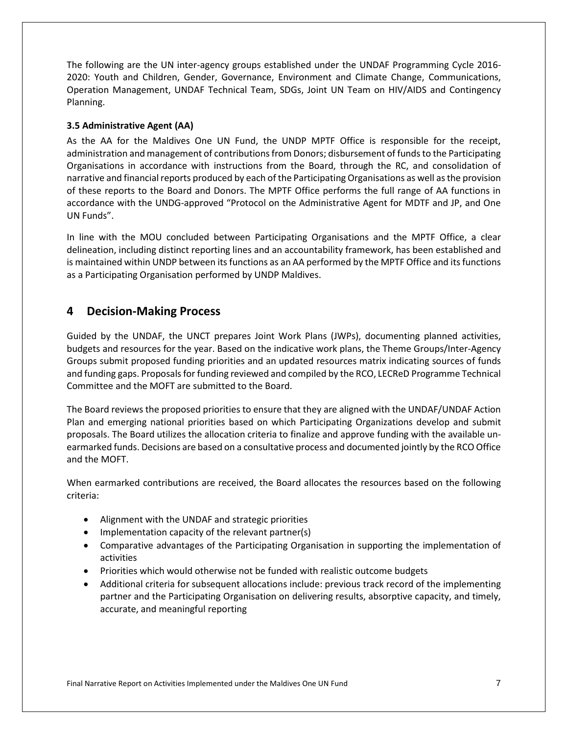The following are the UN inter-agency groups established under the UNDAF Programming Cycle 2016-2020: Youth and Children, Gender, Governance, Environment and Climate Change, Communications, Operation Management, UNDAF Technical Team, SDGs, Joint UN Team on HIV/AIDS and Contingency Planning.

### 3.5 Administrative Agent (AA)

As the AA for the Maldives One UN Fund, the UNDP MPTF Office is responsible for the receipt, administration and management of contributions from Donors; disbursement of funds to the Participating Organisations in accordance with instructions from the Board, through the RC, and consolidation of narrative and financial reports produced by each of the Participating Organisations as well as the provision of these reports to the Board and Donors. The MPTF Office performs the full range of AA functions in accordance with the UNDG-approved "Protocol on the Administrative Agent for MDTF and JP, and One UN Funds".

In line with the MOU concluded between Participating Organisations and the MPTF Office, a clear delineation, including distinct reporting lines and an accountability framework, has been established and is maintained within UNDP between its functions as an AA performed by the MPTF Office and its functions as a Participating Organisation performed by UNDP Maldives.

## 4 Decision-Making Process

Guided by the UNDAF, the UNCT prepares Joint Work Plans (JWPs), documenting planned activities, budgets and resources for the year. Based on the indicative work plans, the Theme Groups/Inter-Agency Groups submit proposed funding priorities and an updated resources matrix indicating sources of funds and funding gaps. Proposals for funding reviewed and compiled by the RCO, LECReD Programme Technical Committee and the MOFT are submitted to the Board.

The Board reviews the proposed priorities to ensure that they are aligned with the UNDAF/UNDAF Action Plan and emerging national priorities based on which Participating Organizations develop and submit proposals. The Board utilizes the allocation criteria to finalize and approve funding with the available un-earmarked funds. Decisions are based on a consultative process and documented jointly by the RCO Office and the MOFT.

When earmarked contributions are received, the Board allocates the resources based on the following criteria:

- Alignment with the UNDAF and strategic priorities
- Implementation capacity of the relevant partner(s)
- Comparative advantages of the Participating Organisation in supporting the implementation of activities
- Priorities which would otherwise not be funded with realistic outcome budgets
- Additional criteria for subsequent allocations include: previous track record of the implementing partner and the Participating Organisation on delivering results, absorptive capacity, and timely, accurate, and meaningful reporting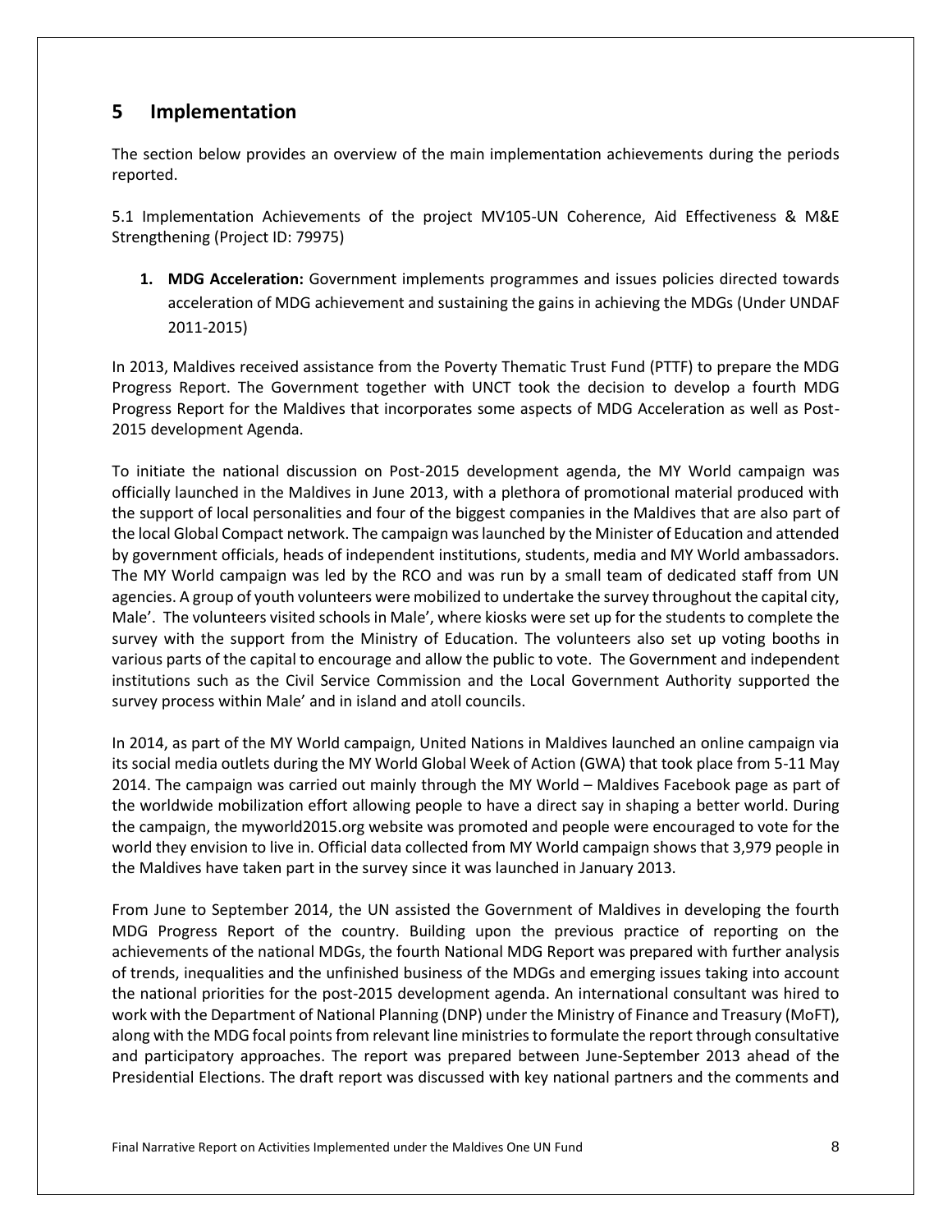# 5 Implementation

The section below provides an overview of the main implementation achievements during the periods reported.

5.1 Implementation Achievements of the project MV105-UN Coherence, Aid Effectiveness & M&E Strengthening (Project ID: 79975)

1. **MDG Acceleration:** Government implements programmes and issues policies directed towards acceleration of MDG achievement and sustaining the gains in achieving the MDGs (Under UNDAF 2011-2015)

In 2013, Maldives received assistance from the Poverty Thematic Trust Fund (PTTF) to prepare the MDG Progress Report. The Government together with UNCT took the decision to develop a fourth MDG Progress Report for the Maldives that incorporates some aspects of MDG Acceleration as well as Post-2015 development Agenda.

To initiate the national discussion on Post-2015 development agenda, the MY World campaign was officially launched in the Maldives in June 2013, with a plethora of promotional material produced with the support of local personalities and four of the biggest companies in the Maldives that are also part of the local Global Compact network. The campaign was launched by the Minister of Education and attended by government officials, heads of independent institutions, students, media and MY World ambassadors. The MY World campaign was led by the RCO and was run by a small team of dedicated staff from UN agencies. A group of youth volunteers were mobilized to undertake the survey throughout the capital city, Male'. The volunteers visited schools in Male', where kiosks were set up for the students to complete the survey with the support from the Ministry of Education. The volunteers also set up voting booths in various parts of the capital to encourage and allow the public to vote. The Government and independent institutions such as the Civil Service Commission and the Local Government Authority supported the survey process within Male' and in island and atoll councils.

In 2014, as part of the MY World campaign, United Nations in Maldives launched an online campaign via its social media outlets during the MY World Global Week of Action (GWA) that took place from 5-11 May 2014. The campaign was carried out mainly through the MY World – Maldives Facebook page as part of the worldwide mobilization effort allowing people to have a direct say in shaping a better world. During the campaign, the myworld2015.org website was promoted and people were encouraged to vote for the world they envision to live in. Official data collected from MY World campaign shows that 3,979 people in the Maldives have taken part in the survey since it was launched in January 2013.

From June to September 2014, the UN assisted the Government of Maldives in developing the fourth MDG Progress Report of the country. Building upon the previous practice of reporting on the achievements of the national MDGs, the fourth National MDG Report was prepared with further analysis of trends, inequalities and the unfinished business of the MDGs and emerging issues taking into account the national priorities for the post-2015 development agenda. An international consultant was hired to work with the Department of National Planning (DNP) under the Ministry of Finance and Treasury (MoFT), along with the MDG focal points from relevant line ministries to formulate the report through consultative and participatory approaches. The report was prepared between June-September 2013 ahead of the Presidential Elections. The draft report was discussed with key national partners and the comments and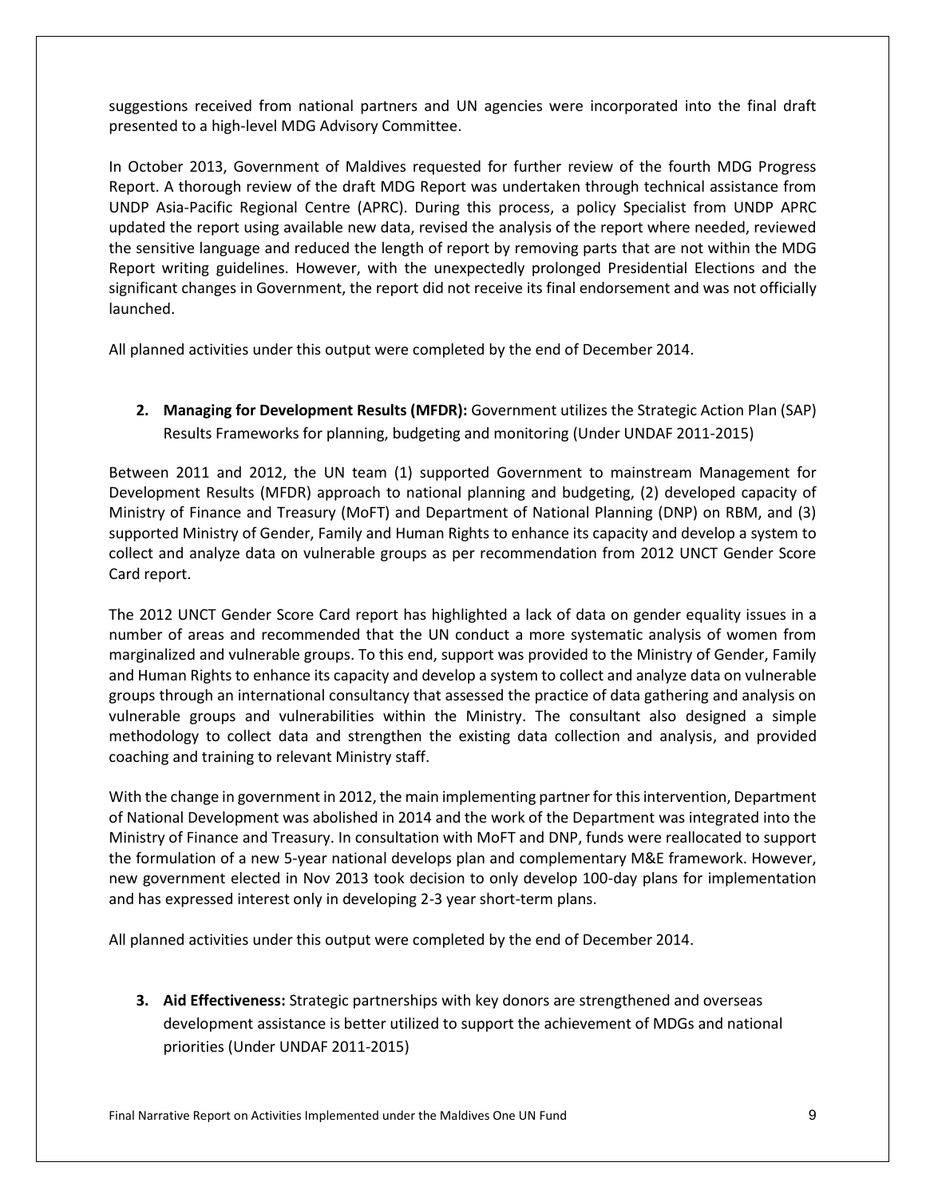suggestions received from national partners and UN agencies were incorporated into the final draft presented to a high-level MDG Advisory Committee.

In October 2013, Government of Maldives requested for further review of the fourth MDG Progress Report. A thorough review of the draft MDG Report was undertaken through technical assistance from UNDP Asia-Pacific Regional Centre (APRC). During this process, a policy Specialist from UNDP APRC updated the report using available new data, revised the analysis of the report where needed, reviewed the sensitive language and reduced the length of report by removing parts that are not within the MDG Report writing guidelines. However, with the unexpectedly prolonged Presidential Elections and the significant changes in Government, the report did not receive its final endorsement and was not officially launched.

All planned activities under this output were completed by the end of December 2014.

2. **Managing for Development Results (MFDR):** Government utilizes the Strategic Action Plan (SAP) Results Frameworks for planning, budgeting and monitoring (Under UNDAF 2011-2015)

Between 2011 and 2012, the UN team (1) supported Government to mainstream Management for Development Results (MFDR) approach to national planning and budgeting, (2) developed capacity of Ministry of Finance and Treasury (MoFT) and Department of National Planning (DNP) on RBM, and (3) supported Ministry of Gender, Family and Human Rights to enhance its capacity and develop a system to collect and analyze data on vulnerable groups as per recommendation from 2012 UNCT Gender Score Card report.

The 2012 UNCT Gender Score Card report has highlighted a lack of data on gender equality issues in a number of areas and recommended that the UN conduct a more systematic analysis of women from marginalized and vulnerable groups. To this end, support was provided to the Ministry of Gender, Family and Human Rights to enhance its capacity and develop a system to collect and analyze data on vulnerable groups through an international consultancy that assessed the practice of data gathering and analysis on vulnerable groups and vulnerabilities within the Ministry. The consultant also designed a simple methodology to collect data and strengthen the existing data collection and analysis, and provided coaching and training to relevant Ministry staff.

With the change in government in 2012, the main implementing partner for this intervention, Department of National Development was abolished in 2014 and the work of the Department was integrated into the Ministry of Finance and Treasury. In consultation with MoFT and DNP, funds were reallocated to support the formulation of a new 5-year national develops plan and complementary M&E framework. However, new government elected in Nov 2013 took decision to only develop 100-day plans for implementation and has expressed interest only in developing 2-3 year short-term plans.

All planned activities under this output were completed by the end of December 2014.

3. **Aid Effectiveness:** Strategic partnerships with key donors are strengthened and overseas development assistance is better utilized to support the achievement of MDGs and national priorities (Under UNDAF 2011-2015)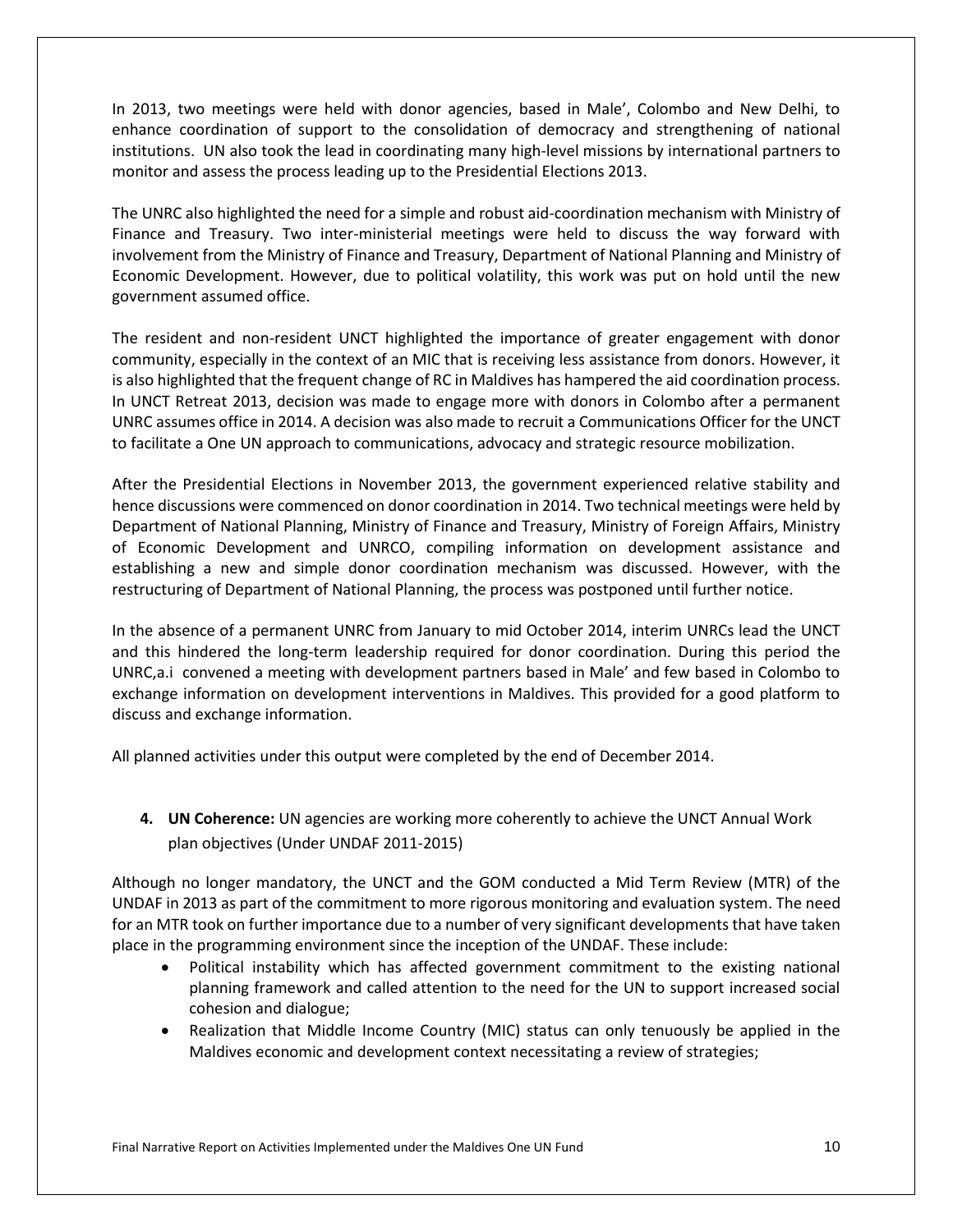In 2013, two meetings were held with donor agencies, based in Male', Colombo and New Delhi, to enhance coordination of support to the consolidation of democracy and strengthening of national institutions. UN also took the lead in coordinating many high-level missions by international partners to monitor and assess the process leading up to the Presidential Elections 2013.

The UNRC also highlighted the need for a simple and robust aid-coordination mechanism with Ministry of Finance and Treasury. Two inter-ministerial meetings were held to discuss the way forward with involvement from the Ministry of Finance and Treasury, Department of National Planning and Ministry of Economic Development. However, due to political volatility, this work was put on hold until the new government assumed office.

The resident and non-resident UNCT highlighted the importance of greater engagement with donor community, especially in the context of an MIC that is receiving less assistance from donors. However, it is also highlighted that the frequent change of RC in Maldives has hampered the aid coordination process. In UNCT Retreat 2013, decision was made to engage more with donors in Colombo after a permanent UNRC assumes office in 2014. A decision was also made to recruit a Communications Officer for the UNCT to facilitate a One UN approach to communications, advocacy and strategic resource mobilization.

After the Presidential Elections in November 2013, the government experienced relative stability and hence discussions were commenced on donor coordination in 2014. Two technical meetings were held by Department of National Planning, Ministry of Finance and Treasury, Ministry of Foreign Affairs, Ministry of Economic Development and UNRCO, compiling information on development assistance and establishing a new and simple donor coordination mechanism was discussed. However, with the restructuring of Department of National Planning, the process was postponed until further notice.

In the absence of a permanent UNRC from January to mid October 2014, interim UNRCs lead the UNCT and this hindered the long-term leadership required for donor coordination. During this period the UNRC,a.i convened a meeting with development partners based in Male' and few based in Colombo to exchange information on development interventions in Maldives. This provided for a good platform to discuss and exchange information.

All planned activities under this output were completed by the end of December 2014.

4. **UN Coherence:** UN agencies are working more coherently to achieve the UNCT Annual Work plan objectives (Under UNDAF 2011-2015)

Although no longer mandatory, the UNCT and the GOM conducted a Mid Term Review (MTR) of the UNDAF in 2013 as part of the commitment to more rigorous monitoring and evaluation system. The need for an MTR took on further importance due to a number of very significant developments that have taken place in the programming environment since the inception of the UNDAF. These include:

- Political instability which has affected government commitment to the existing national planning framework and called attention to the need for the UN to support increased social cohesion and dialogue;
- Realization that Middle Income Country (MIC) status can only tenuously be applied in the Maldives economic and development context necessitating a review of strategies;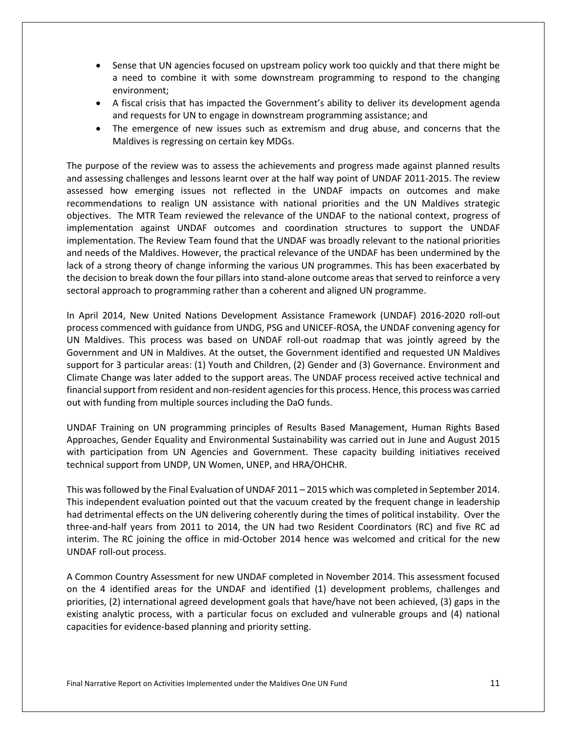- Sense that UN agencies focused on upstream policy work too quickly and that there might be a need to combine it with some downstream programming to respond to the changing environment;
- A fiscal crisis that has impacted the Government's ability to deliver its development agenda and requests for UN to engage in downstream programming assistance; and
- The emergence of new issues such as extremism and drug abuse, and concerns that the Maldives is regressing on certain key MDGs.

The purpose of the review was to assess the achievements and progress made against planned results and assessing challenges and lessons learnt over at the half way point of UNDAF 2011-2015. The review assessed how emerging issues not reflected in the UNDAF impacts on outcomes and make recommendations to realign UN assistance with national priorities and the UN Maldives strategic objectives. The MTR Team reviewed the relevance of the UNDAF to the national context, progress of implementation against UNDAF outcomes and coordination structures to support the UNDAF implementation. The Review Team found that the UNDAF was broadly relevant to the national priorities and needs of the Maldives. However, the practical relevance of the UNDAF has been undermined by the lack of a strong theory of change informing the various UN programmes. This has been exacerbated by the decision to break down the four pillars into stand-alone outcome areas that served to reinforce a very sectoral approach to programming rather than a coherent and aligned UN programme.

In April 2014, New United Nations Development Assistance Framework (UNDAF) 2016-2020 roll-out process commenced with guidance from UNDG, PSG and UNICEF-ROSA, the UNDAF convening agency for UN Maldives. This process was based on UNDAF roll-out roadmap that was jointly agreed by the Government and UN in Maldives. At the outset, the Government identified and requested UN Maldives support for 3 particular areas: (1) Youth and Children, (2) Gender and (3) Governance. Environment and Climate Change was later added to the support areas. The UNDAF process received active technical and financial support from resident and non-resident agencies for this process. Hence, this process was carried out with funding from multiple sources including the DaO funds.

UNDAF Training on UN programming principles of Results Based Management, Human Rights Based Approaches, Gender Equality and Environmental Sustainability was carried out in June and August 2015 with participation from UN Agencies and Government. These capacity building initiatives received technical support from UNDP, UN Women, UNEP, and HRA/OHCHR.

This was followed by the Final Evaluation of UNDAF 2011 – 2015 which was completed in September 2014. This independent evaluation pointed out that the vacuum created by the frequent change in leadership had detrimental effects on the UN delivering coherently during the times of political instability. Over the three-and-half years from 2011 to 2014, the UN had two Resident Coordinators (RC) and five RC ad interim. The RC joining the office in mid-October 2014 hence was welcomed and critical for the new UNDAF roll-out process.

A Common Country Assessment for new UNDAF completed in November 2014. This assessment focused on the 4 identified areas for the UNDAF and identified (1) development problems, challenges and priorities, (2) international agreed development goals that have/have not been achieved, (3) gaps in the existing analytic process, with a particular focus on excluded and vulnerable groups and (4) national capacities for evidence-based planning and priority setting.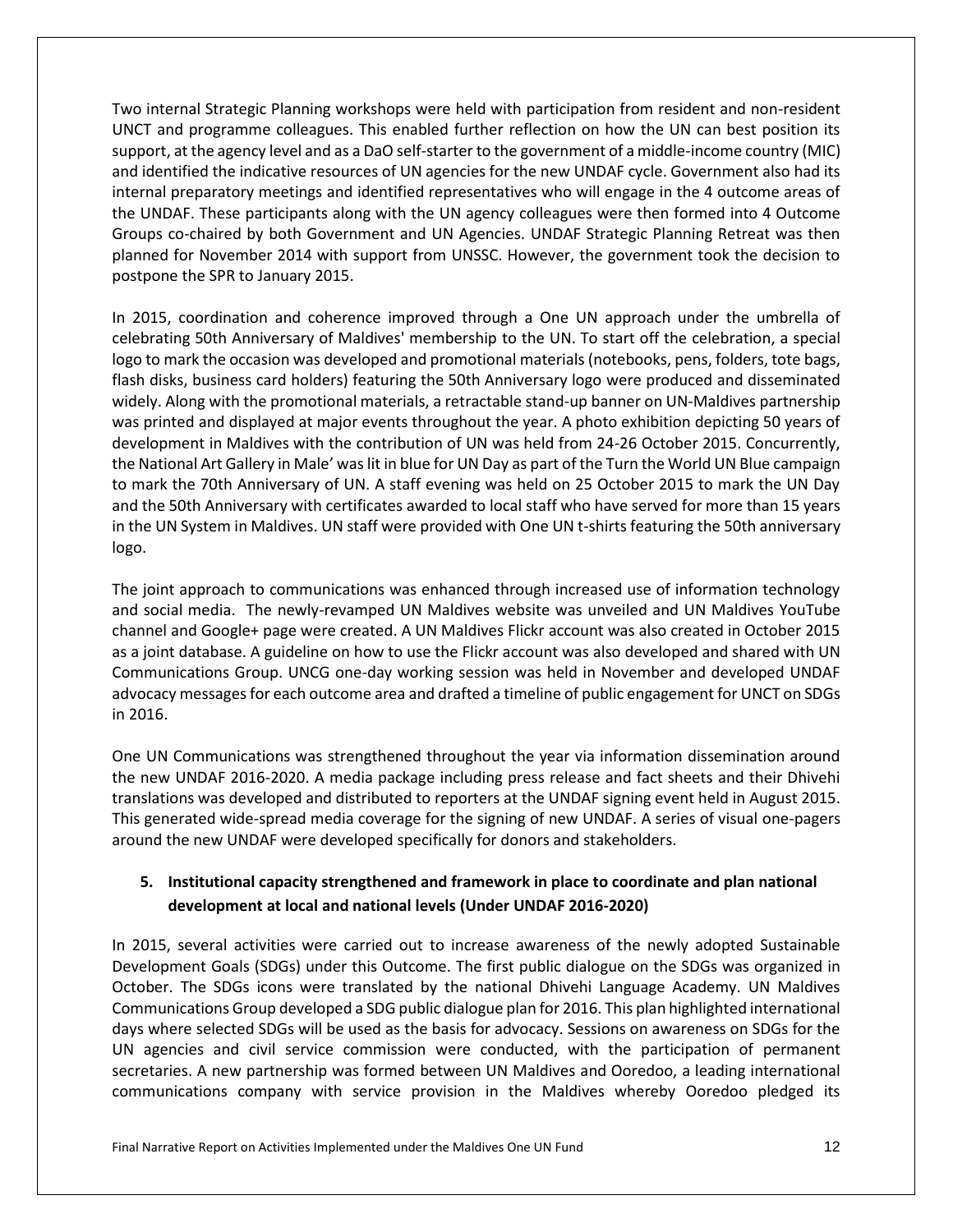Two internal Strategic Planning workshops were held with participation from resident and non-resident UNCT and programme colleagues. This enabled further reflection on how the UN can best position its support, at the agency level and as a DaO self-starter to the government of a middle-income country (MIC) and identified the indicative resources of UN agencies for the new UNDAF cycle. Government also had its internal preparatory meetings and identified representatives who will engage in the 4 outcome areas of the UNDAF. These participants along with the UN agency colleagues were then formed into 4 Outcome Groups co-chaired by both Government and UN Agencies. UNDAF Strategic Planning Retreat was then planned for November 2014 with support from UNSSC. However, the government took the decision to postpone the SPR to January 2015.

In 2015, coordination and coherence improved through a One UN approach under the umbrella of celebrating 50th Anniversary of Maldives' membership to the UN. To start off the celebration, a special logo to mark the occasion was developed and promotional materials (notebooks, pens, folders, tote bags, flash disks, business card holders) featuring the 50th Anniversary logo were produced and disseminated widely. Along with the promotional materials, a retractable stand-up banner on UN-Maldives partnership was printed and displayed at major events throughout the year. A photo exhibition depicting 50 years of development in Maldives with the contribution of UN was held from 24-26 October 2015. Concurrently, the National Art Gallery in Male' was lit in blue for UN Day as part of the Turn the World UN Blue campaign to mark the 70th Anniversary of UN. A staff evening was held on 25 October 2015 to mark the UN Day and the 50th Anniversary with certificates awarded to local staff who have served for more than 15 years in the UN System in Maldives. UN staff were provided with One UN t-shirts featuring the 50th anniversary logo.

The joint approach to communications was enhanced through increased use of information technology and social media. The newly-revamped UN Maldives website was unveiled and UN Maldives YouTube channel and Google+ page were created. A UN Maldives Flickr account was also created in October 2015 as a joint database. A guideline on how to use the Flickr account was also developed and shared with UN Communications Group. UNCG one-day working session was held in November and developed UNDAF advocacy messages for each outcome area and drafted a timeline of public engagement for UNCT on SDGs in 2016.

One UN Communications was strengthened throughout the year via information dissemination around the new UNDAF 2016-2020. A media package including press release and fact sheets and their Dhivehi translations was developed and distributed to reporters at the UNDAF signing event held in August 2015. This generated wide-spread media coverage for the signing of new UNDAF. A series of visual one-pagers around the new UNDAF were developed specifically for donors and stakeholders.

## 5. Institutional capacity strengthened and framework in place to coordinate and plan national development at local and national levels (Under UNDAF 2016-2020)

In 2015, several activities were carried out to increase awareness of the newly adopted Sustainable Development Goals (SDGs) under this Outcome. The first public dialogue on the SDGs was organized in October. The SDGs icons were translated by the national Dhivehi Language Academy. UN Maldives Communications Group developed a SDG public dialogue plan for 2016. This plan highlighted international days where selected SDGs will be used as the basis for advocacy. Sessions on awareness on SDGs for the UN agencies and civil service commission were conducted, with the participation of permanent secretaries. A new partnership was formed between UN Maldives and Ooredoo, a leading international communications company with service provision in the Maldives whereby Ooredoo pledged its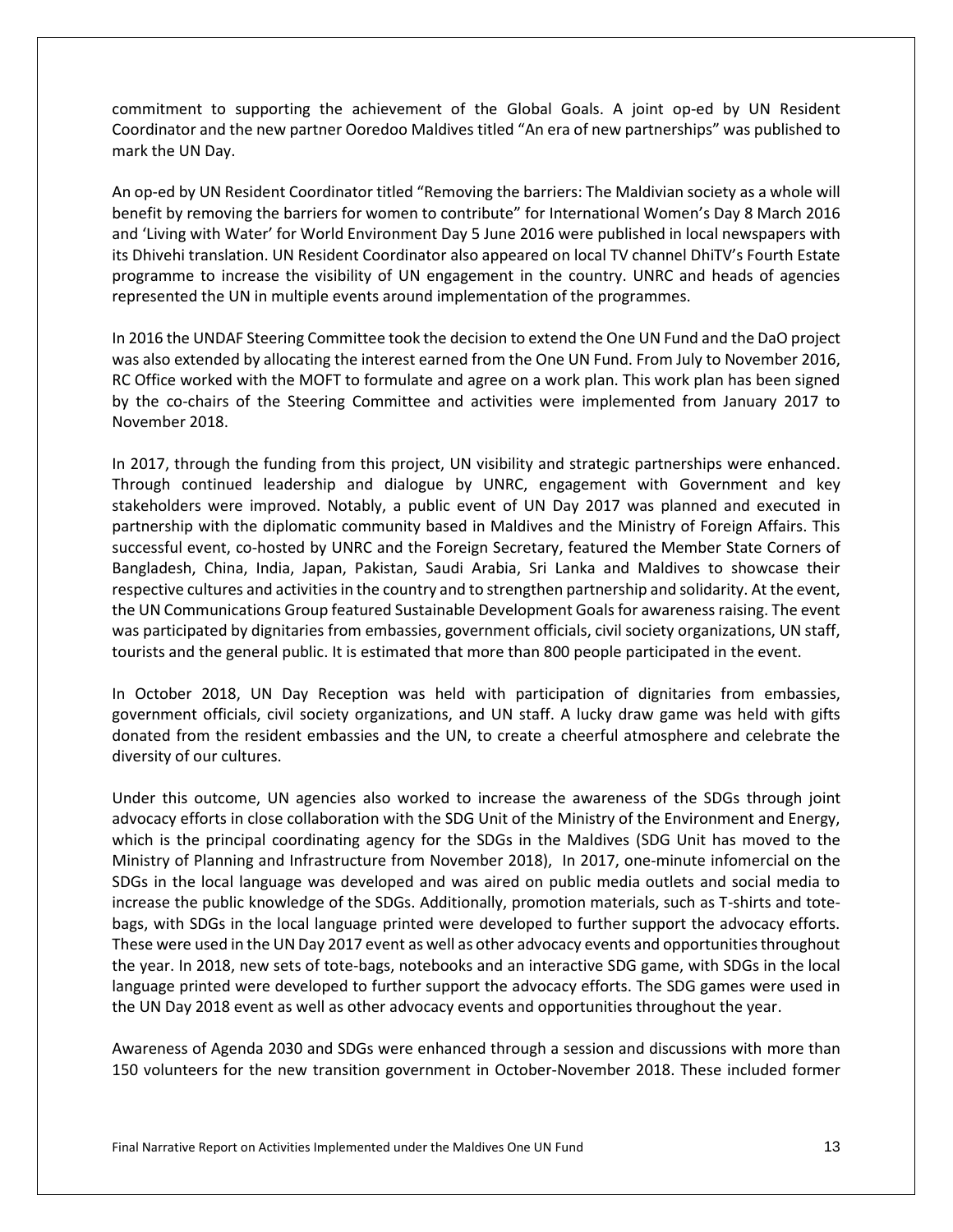commitment to supporting the achievement of the Global Goals. A joint op-ed by UN Resident Coordinator and the new partner Ooredoo Maldives titled "An era of new partnerships" was published to mark the UN Day.

An op-ed by UN Resident Coordinator titled "Removing the barriers: The Maldivian society as a whole will benefit by removing the barriers for women to contribute" for International Women's Day 8 March 2016 and 'Living with Water' for World Environment Day 5 June 2016 were published in local newspapers with its Dhivehi translation. UN Resident Coordinator also appeared on local TV channel DhiTV's Fourth Estate programme to increase the visibility of UN engagement in the country. UNRC and heads of agencies represented the UN in multiple events around implementation of the programmes.

In 2016 the UNDAF Steering Committee took the decision to extend the One UN Fund and the DaO project was also extended by allocating the interest earned from the One UN Fund. From July to November 2016, RC Office worked with the MOFT to formulate and agree on a work plan. This work plan has been signed by the co-chairs of the Steering Committee and activities were implemented from January 2017 to November 2018.

In 2017, through the funding from this project, UN visibility and strategic partnerships were enhanced. Through continued leadership and dialogue by UNRC, engagement with Government and key stakeholders were improved. Notably, a public event of UN Day 2017 was planned and executed in partnership with the diplomatic community based in Maldives and the Ministry of Foreign Affairs. This successful event, co-hosted by UNRC and the Foreign Secretary, featured the Member State Corners of Bangladesh, China, India, Japan, Pakistan, Saudi Arabia, Sri Lanka and Maldives to showcase their respective cultures and activities in the country and to strengthen partnership and solidarity. At the event, the UN Communications Group featured Sustainable Development Goals for awareness raising. The event was participated by dignitaries from embassies, government officials, civil society organizations, UN staff, tourists and the general public. It is estimated that more than 800 people participated in the event.

In October 2018, UN Day Reception was held with participation of dignitaries from embassies, government officials, civil society organizations, and UN staff. A lucky draw game was held with gifts donated from the resident embassies and the UN, to create a cheerful atmosphere and celebrate the diversity of our cultures.

Under this outcome, UN agencies also worked to increase the awareness of the SDGs through joint advocacy efforts in close collaboration with the SDG Unit of the Ministry of the Environment and Energy, which is the principal coordinating agency for the SDGs in the Maldives (SDG Unit has moved to the Ministry of Planning and Infrastructure from November 2018), In 2017, one-minute infomercial on the SDGs in the local language was developed and was aired on public media outlets and social media to increase the public knowledge of the SDGs. Additionally, promotion materials, such as T-shirts and tote-bags, with SDGs in the local language printed were developed to further support the advocacy efforts. These were used in the UN Day 2017 event as well as other advocacy events and opportunities throughout the year. In 2018, new sets of tote-bags, notebooks and an interactive SDG game, with SDGs in the local language printed were developed to further support the advocacy efforts. The SDG games were used in the UN Day 2018 event as well as other advocacy events and opportunities throughout the year.

Awareness of Agenda 2030 and SDGs were enhanced through a session and discussions with more than 150 volunteers for the new transition government in October-November 2018. These included former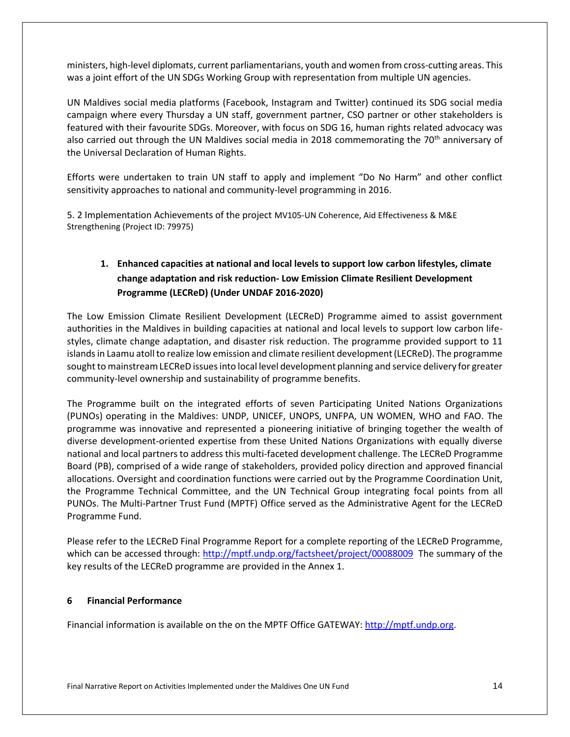ministers, high-level diplomats, current parliamentarians, youth and women from cross-cutting areas. This was a joint effort of the UN SDGs Working Group with representation from multiple UN agencies.

UN Maldives social media platforms (Facebook, Instagram and Twitter) continued its SDG social media campaign where every Thursday a UN staff, government partner, CSO partner or other stakeholders is featured with their favourite SDGs. Moreover, with focus on SDG 16, human rights related advocacy was also carried out through the UN Maldives social media in 2018 commemorating the 70th anniversary of the Universal Declaration of Human Rights.

Efforts were undertaken to train UN staff to apply and implement "Do No Harm" and other conflict sensitivity approaches to national and community-level programming in 2016.

5. 2 Implementation Achievements of the project MV105-UN Coherence, Aid Effectiveness & M&E Strengthening (Project ID: 79975)

1. **Enhanced capacities at national and local levels to support low carbon lifestyles, climate change adaptation and risk reduction- Low Emission Climate Resilient Development Programme (LECReD) (Under UNDAF 2016-2020)**

The Low Emission Climate Resilient Development (LECReD) Programme aimed to assist government authorities in the Maldives in building capacities at national and local levels to support low carbon life-styles, climate change adaptation, and disaster risk reduction. The programme provided support to 11 islands in Laamu atoll to realize low emission and climate resilient development (LECReD). The programme sought to mainstream LECReD issues into local level development planning and service delivery for greater community-level ownership and sustainability of programme benefits.

The Programme built on the integrated efforts of seven Participating United Nations Organizations (PUNOs) operating in the Maldives: UNDP, UNICEF, UNOPS, UNFPA, UN WOMEN, WHO and FAO. The programme was innovative and represented a pioneering initiative of bringing together the wealth of diverse development-oriented expertise from these United Nations Organizations with equally diverse national and local partners to address this multi-faceted development challenge. The LECReD Programme Board (PB), comprised of a wide range of stakeholders, provided policy direction and approved financial allocations. Oversight and coordination functions were carried out by the Programme Coordination Unit, the Programme Technical Committee, and the UN Technical Group integrating focal points from all PUNOs. The Multi-Partner Trust Fund (MPTF) Office served as the Administrative Agent for the LECReD Programme Fund.

Please refer to the LECReD Final Programme Report for a complete reporting of the LECReD Programme, which can be accessed through: http://mptf.undp.org/factsheet/project/00088009 The summary of the key results of the LECReD programme are provided in the Annex 1.

## 6 Financial Performance

Financial information is available on the on the MPTF Office GATEWAY: http://mptf.undp.org.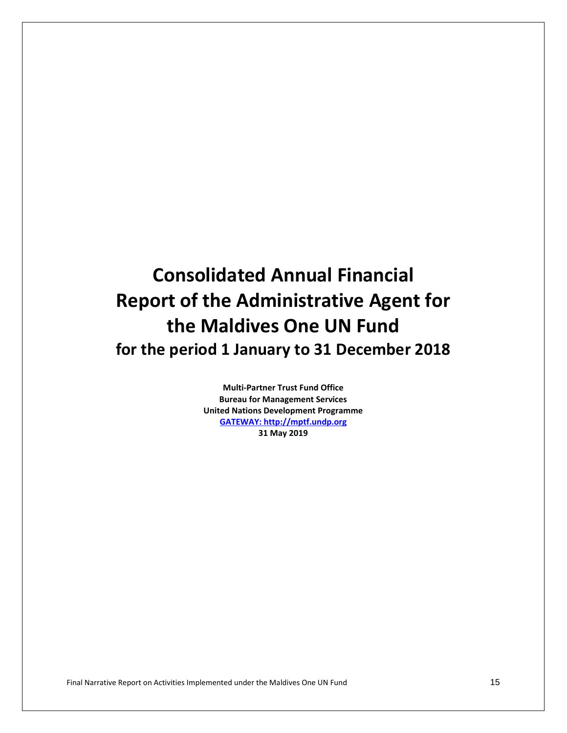# Consolidated Annual Financial Report of the Administrative Agent for the Maldives One UN Fund

## for the period 1 January to 31 December 2018

**Multi-Partner Trust Fund Office**
**Bureau for Management Services**
**United Nations Development Programme**
**GATEWAY: http://mptf.undp.org**
**31 May 2019**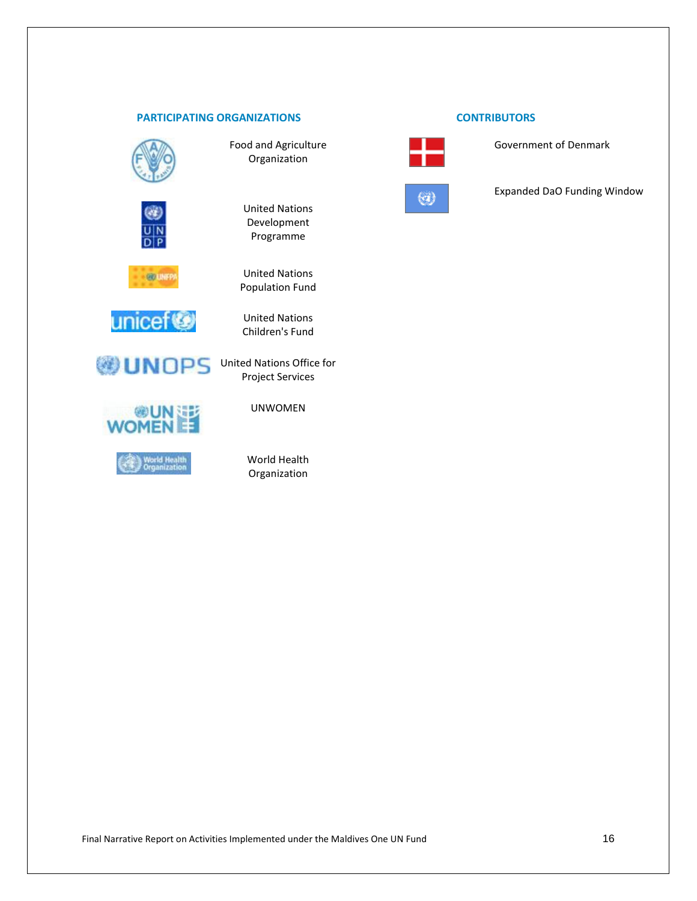## PARTICIPATING ORGANIZATIONS

- Food and Agriculture Organization
- United Nations Development Programme
- United Nations Population Fund
- United Nations Children's Fund
- United Nations Office for Project Services
- UNWOMEN
- World Health Organization

## CONTRIBUTORS

- Government of Denmark
- Expanded DaO Funding Window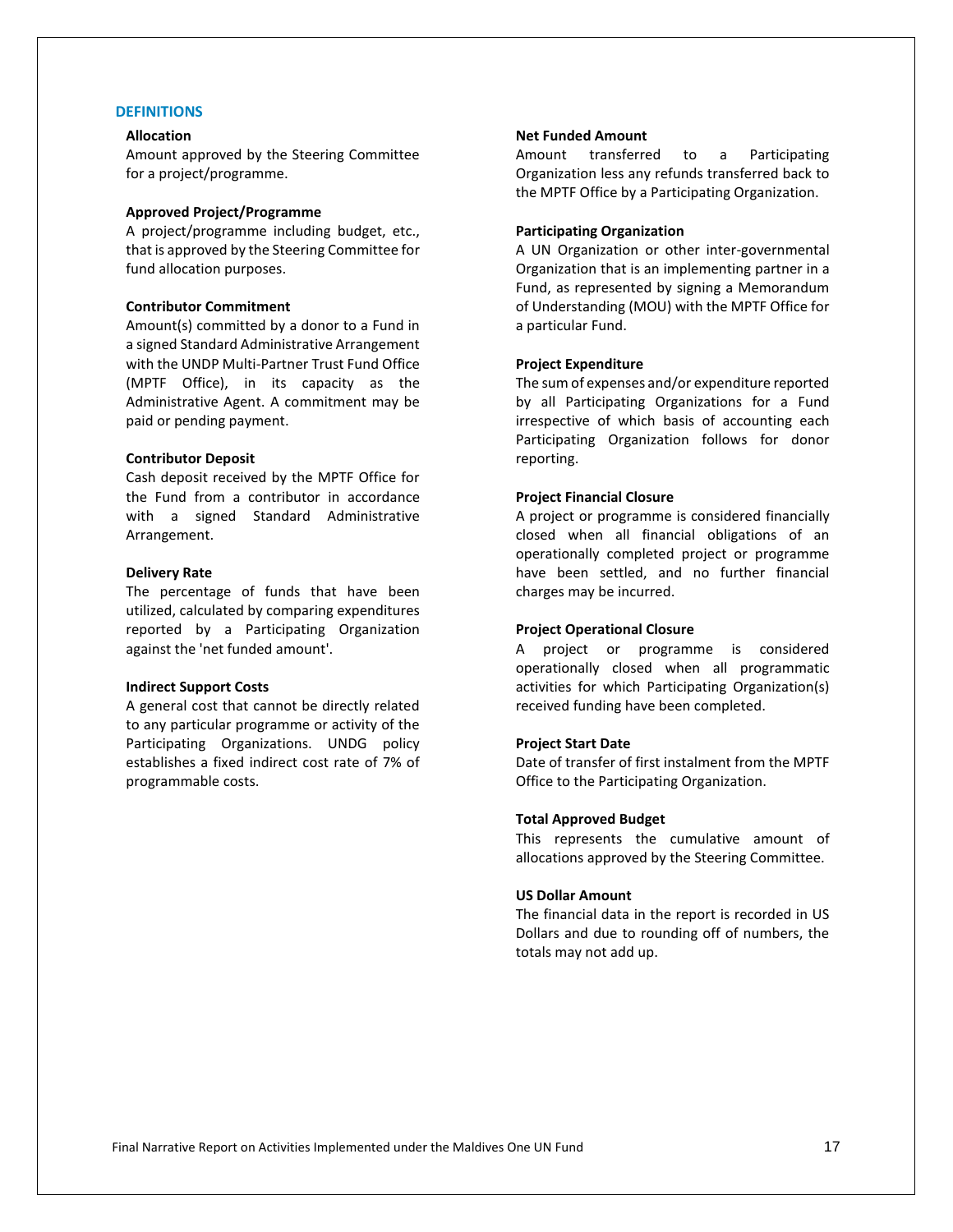## DEFINITIONS

**Allocation**
Amount approved by the Steering Committee for a project/programme.

**Approved Project/Programme**
A project/programme including budget, etc., that is approved by the Steering Committee for fund allocation purposes.

**Contributor Commitment**
Amount(s) committed by a donor to a Fund in a signed Standard Administrative Arrangement with the UNDP Multi-Partner Trust Fund Office (MPTF Office), in its capacity as the Administrative Agent. A commitment may be paid or pending payment.

**Contributor Deposit**
Cash deposit received by the MPTF Office for the Fund from a contributor in accordance with a signed Standard Administrative Arrangement.

**Delivery Rate**
The percentage of funds that have been utilized, calculated by comparing expenditures reported by a Participating Organization against the 'net funded amount'.

**Indirect Support Costs**
A general cost that cannot be directly related to any particular programme or activity of the Participating Organizations. UNDG policy establishes a fixed indirect cost rate of 7% of programmable costs.

**Net Funded Amount**
Amount transferred to a Participating Organization less any refunds transferred back to the MPTF Office by a Participating Organization.

**Participating Organization**
A UN Organization or other inter-governmental Organization that is an implementing partner in a Fund, as represented by signing a Memorandum of Understanding (MOU) with the MPTF Office for a particular Fund.

**Project Expenditure**
The sum of expenses and/or expenditure reported by all Participating Organizations for a Fund irrespective of which basis of accounting each Participating Organization follows for donor reporting.

**Project Financial Closure**
A project or programme is considered financially closed when all financial obligations of an operationally completed project or programme have been settled, and no further financial charges may be incurred.

**Project Operational Closure**
A project or programme is considered operationally closed when all programmatic activities for which Participating Organization(s) received funding have been completed.

**Project Start Date**
Date of transfer of first instalment from the MPTF Office to the Participating Organization.

**Total Approved Budget**
This represents the cumulative amount of allocations approved by the Steering Committee.

**US Dollar Amount**
The financial data in the report is recorded in US Dollars and due to rounding off of numbers, the totals may not add up.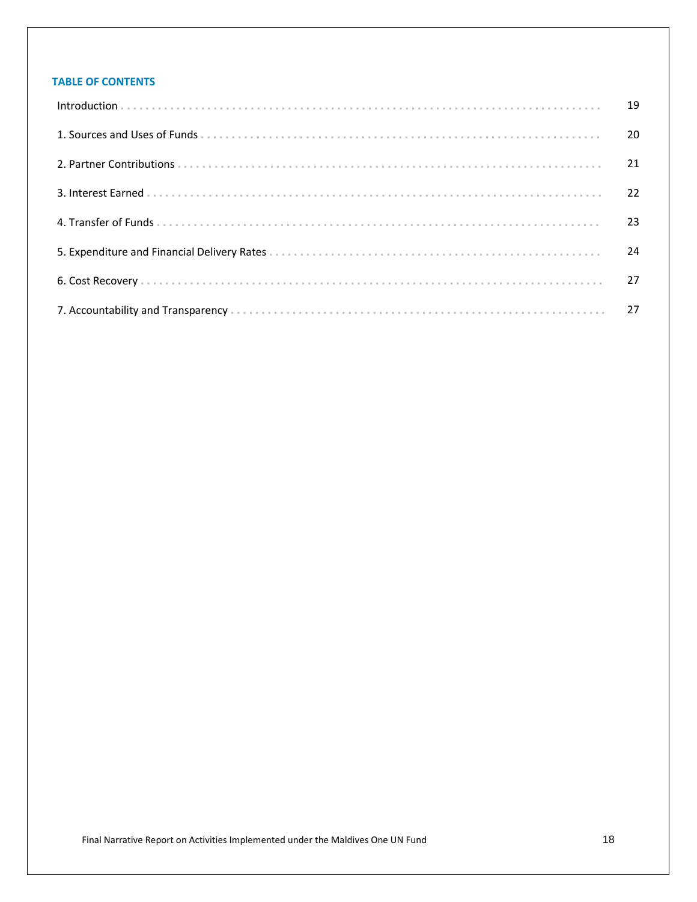## TABLE OF CONTENTS

| | |
|---|---|
| Introduction | 19 |
| 1. Sources and Uses of Funds | 20 |
| 2. Partner Contributions | 21 |
| 3. Interest Earned | 22 |
| 4. Transfer of Funds | 23 |
| 5. Expenditure and Financial Delivery Rates | 24 |
| 6. Cost Recovery | 27 |
| 7. Accountability and Transparency | 27 |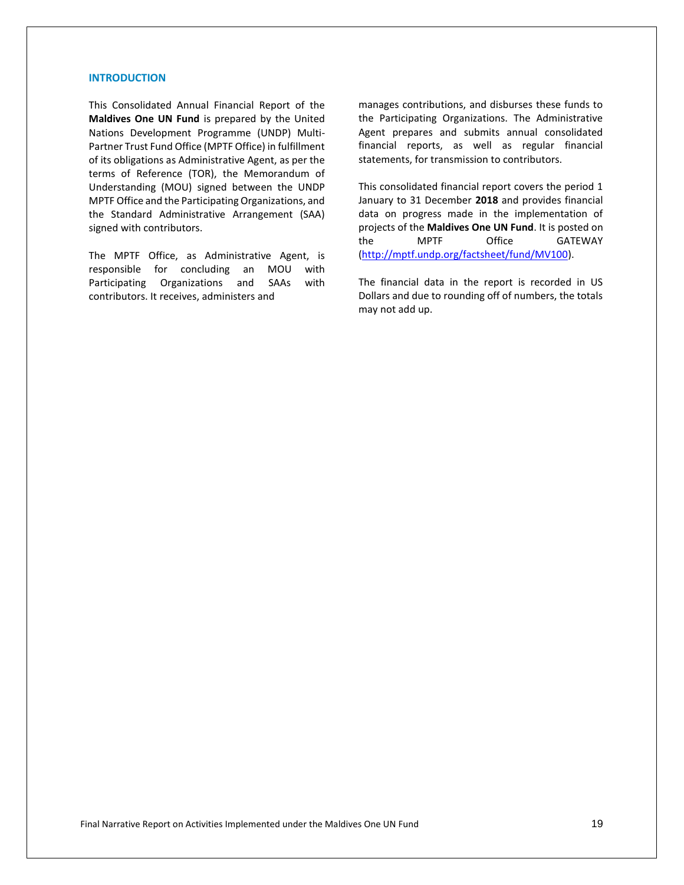## INTRODUCTION

This Consolidated Annual Financial Report of the **Maldives One UN Fund** is prepared by the United Nations Development Programme (UNDP) Multi-Partner Trust Fund Office (MPTF Office) in fulfillment of its obligations as Administrative Agent, as per the terms of Reference (TOR), the Memorandum of Understanding (MOU) signed between the UNDP MPTF Office and the Participating Organizations, and the Standard Administrative Arrangement (SAA) signed with contributors.

The MPTF Office, as Administrative Agent, is responsible for concluding an MOU with Participating Organizations and SAAs with contributors. It receives, administers and manages contributions, and disburses these funds to the Participating Organizations. The Administrative Agent prepares and submits annual consolidated financial reports, as well as regular financial statements, for transmission to contributors.

This consolidated financial report covers the period 1 January to 31 December **2018** and provides financial data on progress made in the implementation of projects of the **Maldives One UN Fund**. It is posted on the MPTF Office GATEWAY (http://mptf.undp.org/factsheet/fund/MV100).

The financial data in the report is recorded in US Dollars and due to rounding off of numbers, the totals may not add up.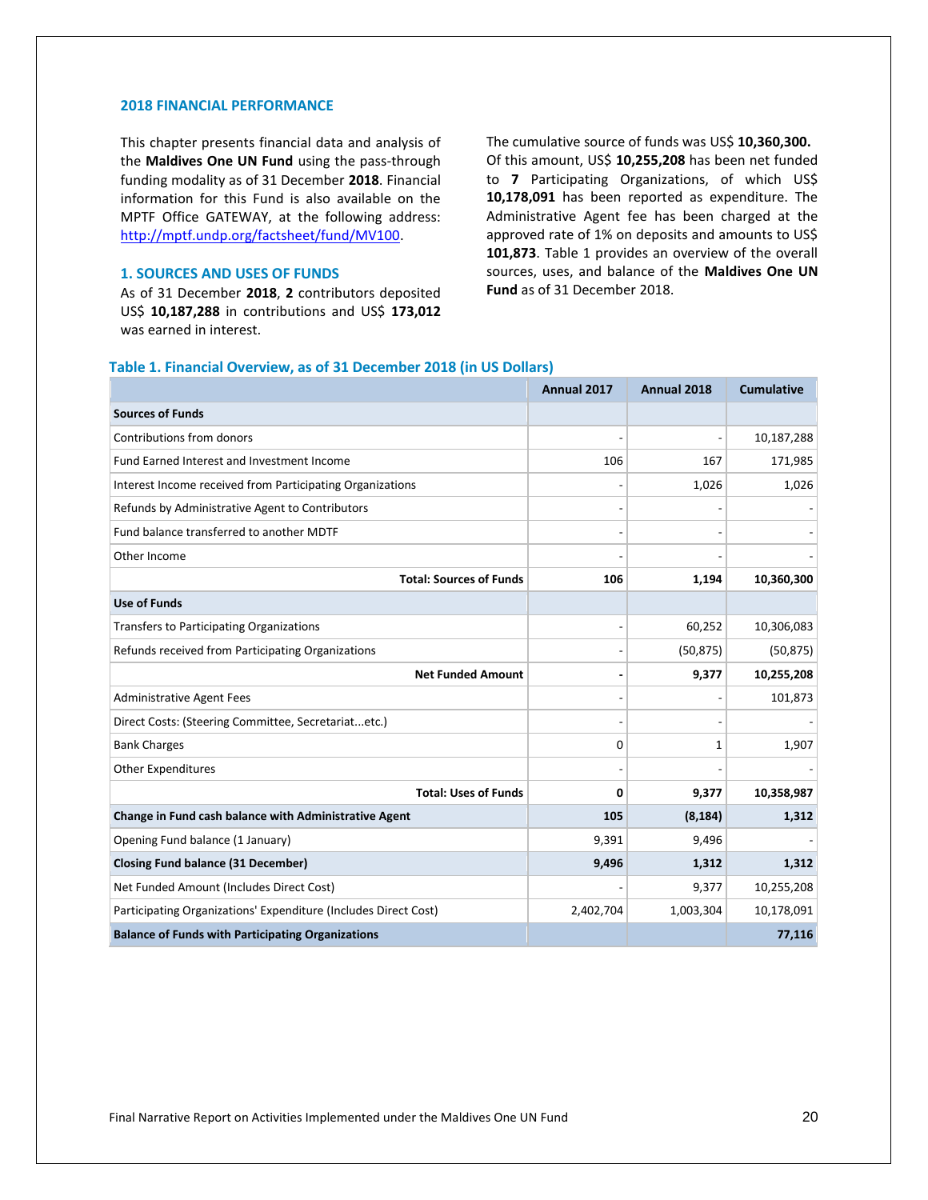## 2018 FINANCIAL PERFORMANCE

This chapter presents financial data and analysis of the **Maldives One UN Fund** using the pass-through funding modality as of 31 December **2018**. Financial information for this Fund is also available on the MPTF Office GATEWAY, at the following address: http://mptf.undp.org/factsheet/fund/MV100.

### 1. SOURCES AND USES OF FUNDS

As of 31 December **2018**, **2** contributors deposited US$ **10,187,288** in contributions and US$ **173,012** was earned in interest.

The cumulative source of funds was US$ **10,360,300.** Of this amount, US$ **10,255,208** has been net funded to **7** Participating Organizations, of which US$ **10,178,091** has been reported as expenditure. The Administrative Agent fee has been charged at the approved rate of 1% on deposits and amounts to US$ **101,873**. Table 1 provides an overview of the overall sources, uses, and balance of the **Maldives One UN Fund** as of 31 December 2018.

**Table 1. Financial Overview, as of 31 December 2018 (in US Dollars)**

| | Annual 2017 | Annual 2018 | Cumulative |
|---|---|---|---|
| **Sources of Funds** | | | |
| Contributions from donors | - | - | 10,187,288 |
| Fund Earned Interest and Investment Income | 106 | 167 | 171,985 |
| Interest Income received from Participating Organizations | - | 1,026 | 1,026 |
| Refunds by Administrative Agent to Contributors | - | - | - |
| Fund balance transferred to another MDTF | - | - | - |
| Other Income | - | - | - |
| **Total: Sources of Funds** | **106** | **1,194** | **10,360,300** |
| **Use of Funds** | | | |
| Transfers to Participating Organizations | - | 60,252 | 10,306,083 |
| Refunds received from Participating Organizations | - | (50,875) | (50,875) |
| **Net Funded Amount** | **-** | **9,377** | **10,255,208** |
| Administrative Agent Fees | - | - | 101,873 |
| Direct Costs: (Steering Committee, Secretariat...etc.) | - | - | - |
| Bank Charges | 0 | 1 | 1,907 |
| Other Expenditures | - | - | - |
| **Total: Uses of Funds** | **0** | **9,377** | **10,358,987** |
| **Change in Fund cash balance with Administrative Agent** | **105** | **(8,184)** | **1,312** |
| Opening Fund balance (1 January) | 9,391 | 9,496 | - |
| **Closing Fund balance (31 December)** | **9,496** | **1,312** | **1,312** |
| Net Funded Amount (Includes Direct Cost) | - | 9,377 | 10,255,208 |
| Participating Organizations' Expenditure (Includes Direct Cost) | 2,402,704 | 1,003,304 | 10,178,091 |
| **Balance of Funds with Participating Organizations** | | | **77,116** |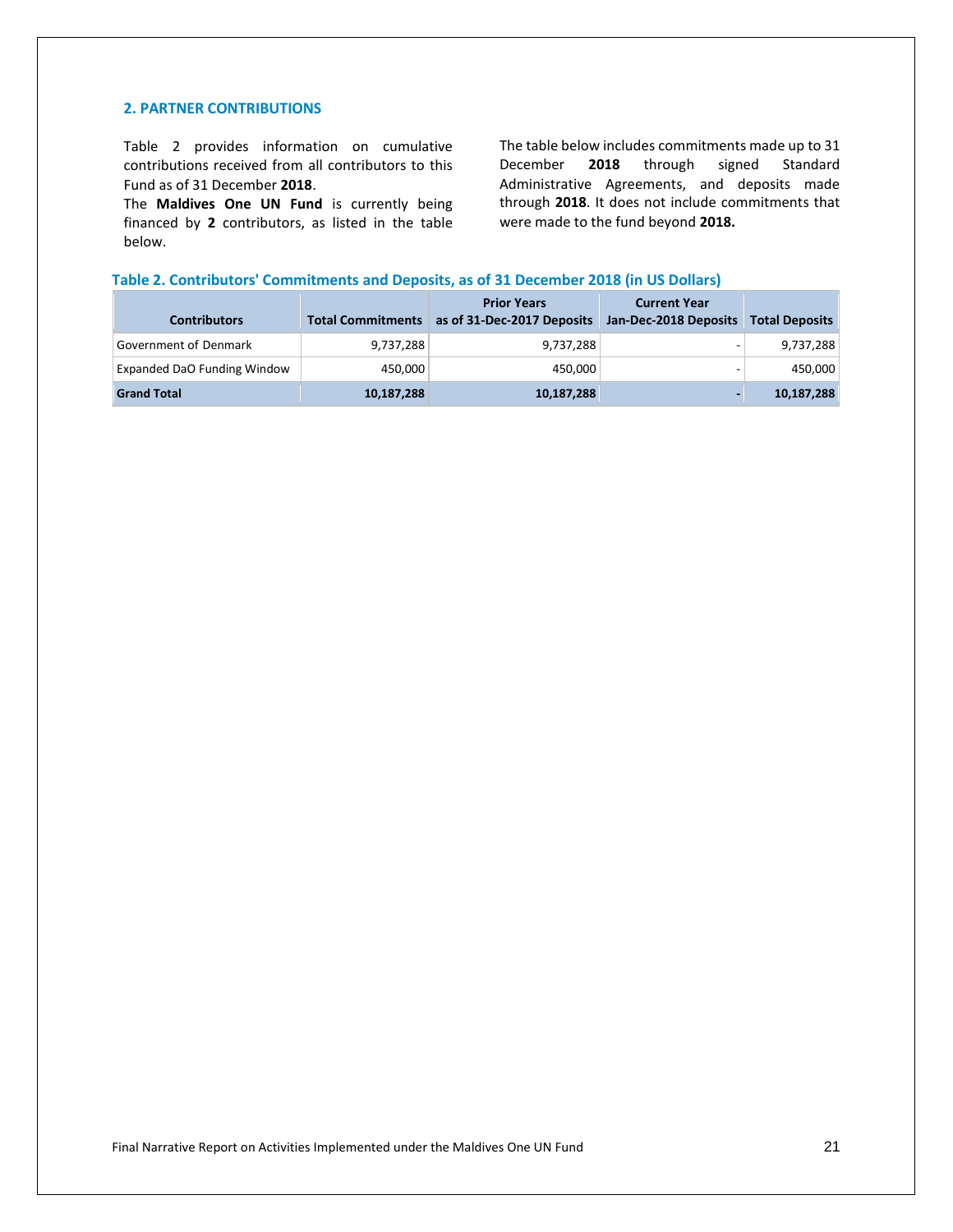## 2. PARTNER CONTRIBUTIONS

Table 2 provides information on cumulative contributions received from all contributors to this Fund as of 31 December **2018**.

The **Maldives One UN Fund** is currently being financed by **2** contributors, as listed in the table below.

The table below includes commitments made up to 31 December **2018** through signed Standard Administrative Agreements, and deposits made through **2018**. It does not include commitments that were made to the fund beyond **2018.**

**Table 2. Contributors' Commitments and Deposits, as of 31 December 2018 (in US Dollars)**

| Contributors | Total Commitments | Prior Years as of 31-Dec-2017 Deposits | Current Year Jan-Dec-2018 Deposits | Total Deposits |
|---|---|---|---|---|
| Government of Denmark | 9,737,288 | 9,737,288 | - | 9,737,288 |
| Expanded DaO Funding Window | 450,000 | 450,000 | - | 450,000 |
| **Grand Total** | **10,187,288** | **10,187,288** | **-** | **10,187,288** |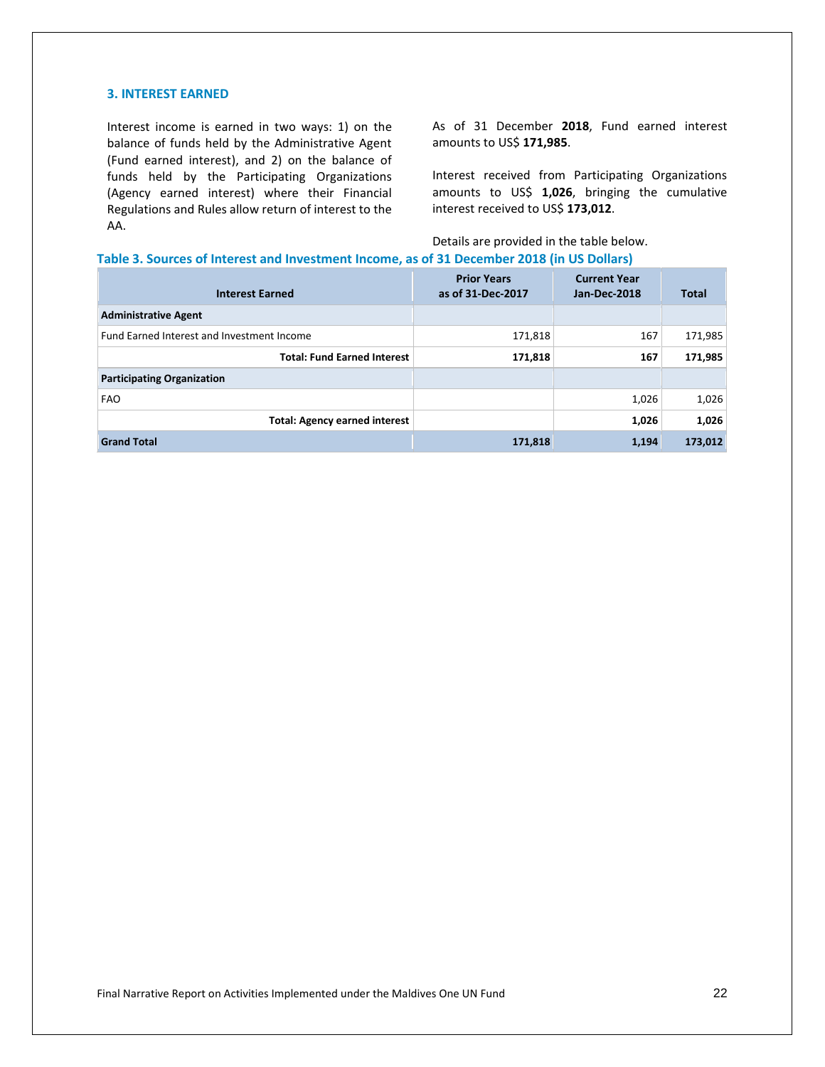### 3. INTEREST EARNED

Interest income is earned in two ways: 1) on the balance of funds held by the Administrative Agent (Fund earned interest), and 2) on the balance of funds held by the Participating Organizations (Agency earned interest) where their Financial Regulations and Rules allow return of interest to the AA.

As of 31 December **2018**, Fund earned interest amounts to US$ **171,985**.

Interest received from Participating Organizations amounts to US$ **1,026**, bringing the cumulative interest received to US$ **173,012**.

Details are provided in the table below.

**Table 3. Sources of Interest and Investment Income, as of 31 December 2018 (in US Dollars)**

| Interest Earned | Prior Years as of 31-Dec-2017 | Current Year Jan-Dec-2018 | Total |
|---|---|---|---|
| **Administrative Agent** | | | |
| Fund Earned Interest and Investment Income | 171,818 | 167 | 171,985 |
| **Total: Fund Earned Interest** | **171,818** | **167** | **171,985** |
| **Participating Organization** | | | |
| FAO | | 1,026 | 1,026 |
| **Total: Agency earned interest** | | **1,026** | **1,026** |
| **Grand Total** | **171,818** | **1,194** | **173,012** |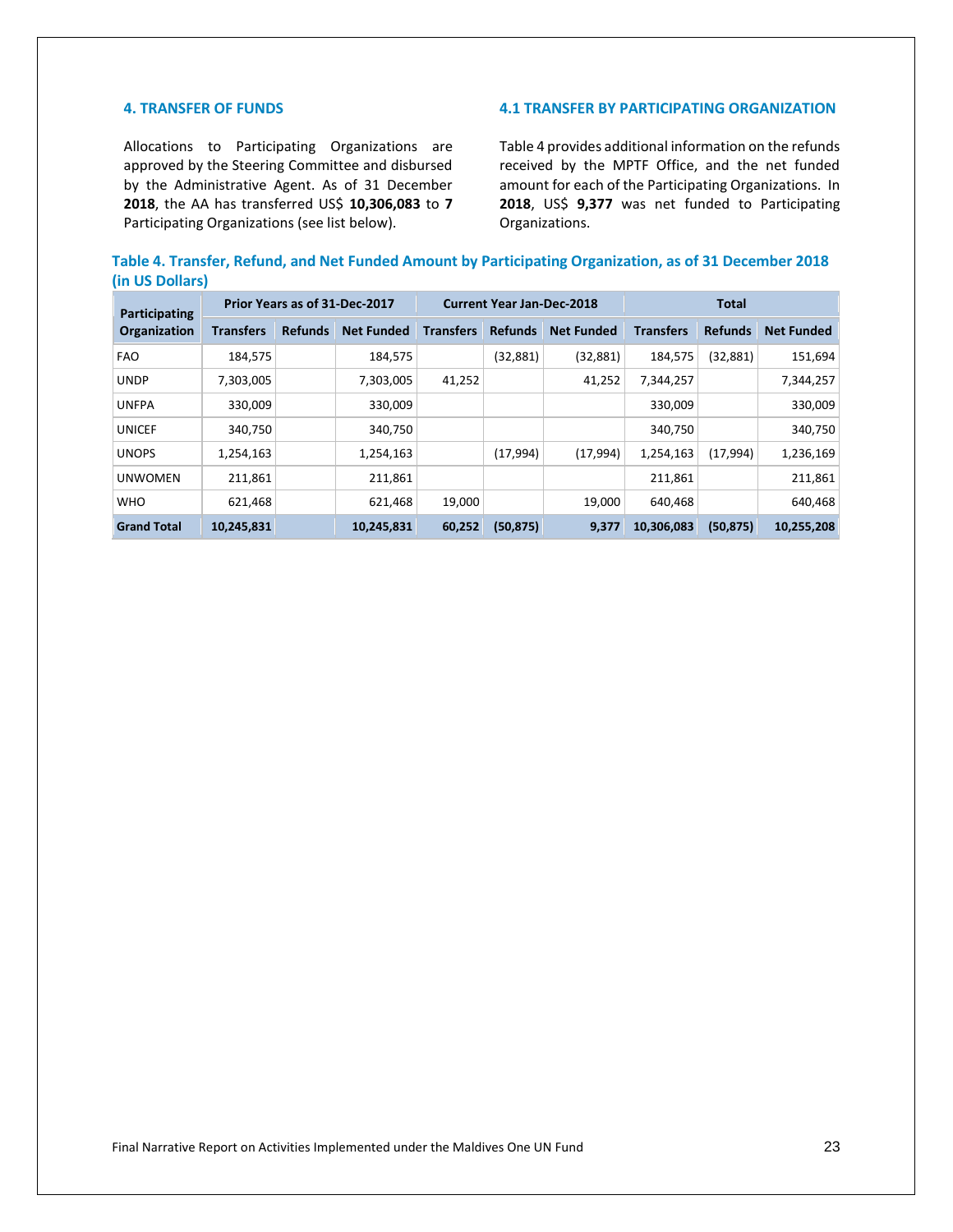## 4. TRANSFER OF FUNDS

Allocations to Participating Organizations are approved by the Steering Committee and disbursed by the Administrative Agent. As of 31 December **2018**, the AA has transferred US$ **10,306,083** to **7** Participating Organizations (see list below).

## 4.1 TRANSFER BY PARTICIPATING ORGANIZATION

Table 4 provides additional information on the refunds received by the MPTF Office, and the net funded amount for each of the Participating Organizations. In **2018**, US$ **9,377** was net funded to Participating Organizations.

**Table 4. Transfer, Refund, and Net Funded Amount by Participating Organization, as of 31 December 2018 (in US Dollars)**

| Participating Organization | Prior Years as of 31-Dec-2017 | | | Current Year Jan-Dec-2018 | | | Total | | |
|---|---|---|---|---|---|---|---|---|---|
| | Transfers | Refunds | Net Funded | Transfers | Refunds | Net Funded | Transfers | Refunds | Net Funded |
| FAO | 184,575 | | 184,575 | | (32,881) | (32,881) | 184,575 | (32,881) | 151,694 |
| UNDP | 7,303,005 | | 7,303,005 | 41,252 | | 41,252 | 7,344,257 | | 7,344,257 |
| UNFPA | 330,009 | | 330,009 | | | | 330,009 | | 330,009 |
| UNICEF | 340,750 | | 340,750 | | | | 340,750 | | 340,750 |
| UNOPS | 1,254,163 | | 1,254,163 | | (17,994) | (17,994) | 1,254,163 | (17,994) | 1,236,169 |
| UNWOMEN | 211,861 | | 211,861 | | | | 211,861 | | 211,861 |
| WHO | 621,468 | | 621,468 | 19,000 | | 19,000 | 640,468 | | 640,468 |
| **Grand Total** | **10,245,831** | | **10,245,831** | **60,252** | **(50,875)** | **9,377** | **10,306,083** | **(50,875)** | **10,255,208** |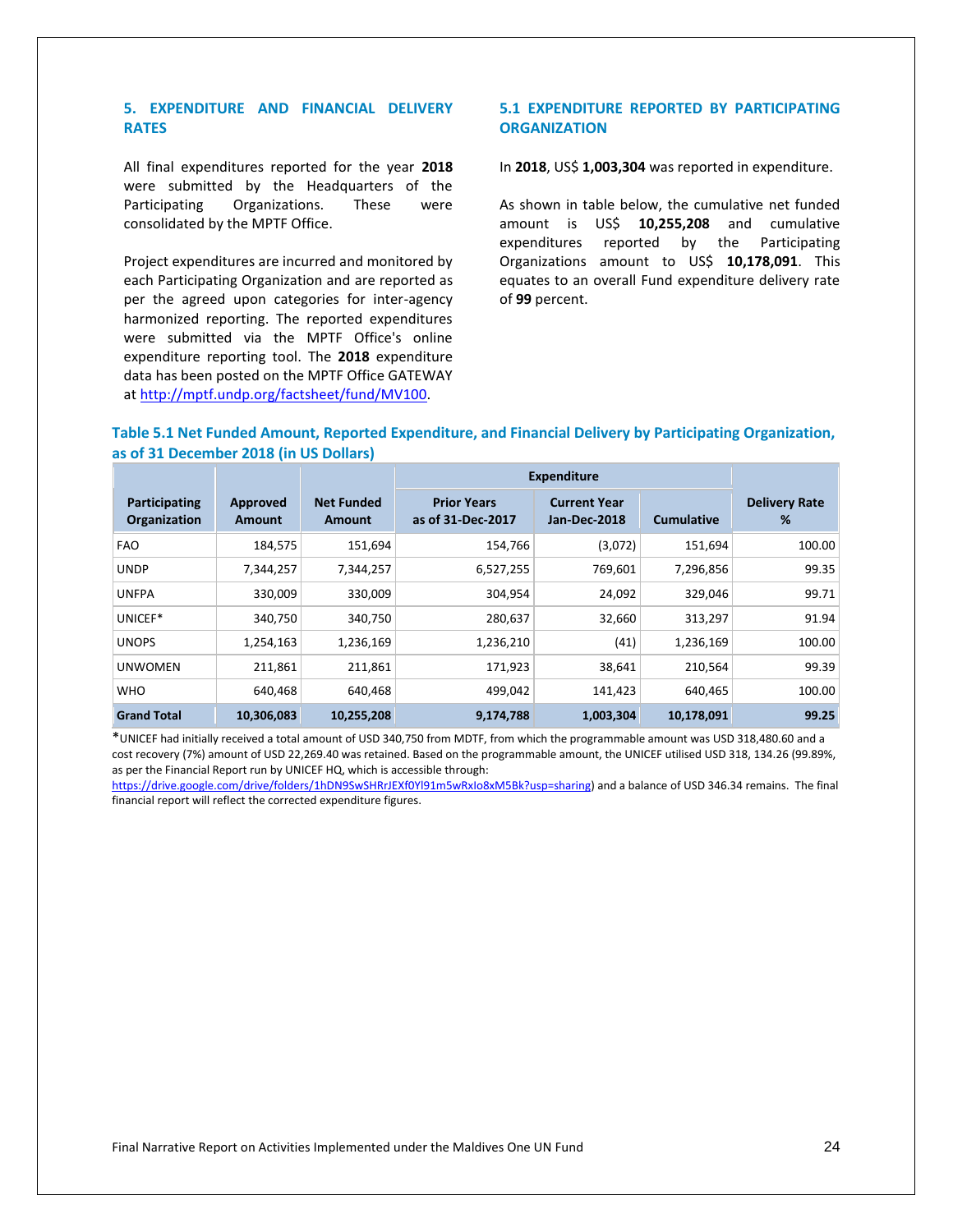## 5. EXPENDITURE AND FINANCIAL DELIVERY RATES

All final expenditures reported for the year **2018** were submitted by the Headquarters of the Participating Organizations. These were consolidated by the MPTF Office.

Project expenditures are incurred and monitored by each Participating Organization and are reported as per the agreed upon categories for inter-agency harmonized reporting. The reported expenditures were submitted via the MPTF Office's online expenditure reporting tool. The **2018** expenditure data has been posted on the MPTF Office GATEWAY at http://mptf.undp.org/factsheet/fund/MV100.

### 5.1 EXPENDITURE REPORTED BY PARTICIPATING ORGANIZATION

In **2018**, US$ **1,003,304** was reported in expenditure.

As shown in table below, the cumulative net funded amount is US$ **10,255,208** and cumulative expenditures reported by the Participating Organizations amount to US$ **10,178,091**. This equates to an overall Fund expenditure delivery rate of **99** percent.

**Table 5.1 Net Funded Amount, Reported Expenditure, and Financial Delivery by Participating Organization, as of 31 December 2018 (in US Dollars)**

| Participating Organization | Approved Amount | Net Funded Amount | Expenditure | | | Delivery Rate % |
|---|---|---|---|---|---|---|
| | | | Prior Years as of 31-Dec-2017 | Current Year Jan-Dec-2018 | Cumulative | |
| FAO | 184,575 | 151,694 | 154,766 | (3,072) | 151,694 | 100.00 |
| UNDP | 7,344,257 | 7,344,257 | 6,527,255 | 769,601 | 7,296,856 | 99.35 |
| UNFPA | 330,009 | 330,009 | 304,954 | 24,092 | 329,046 | 99.71 |
| UNICEF* | 340,750 | 340,750 | 280,637 | 32,660 | 313,297 | 91.94 |
| UNOPS | 1,254,163 | 1,236,169 | 1,236,210 | (41) | 1,236,169 | 100.00 |
| UNWOMEN | 211,861 | 211,861 | 171,923 | 38,641 | 210,564 | 99.39 |
| WHO | 640,468 | 640,468 | 499,042 | 141,423 | 640,465 | 100.00 |
| **Grand Total** | **10,306,083** | **10,255,208** | **9,174,788** | **1,003,304** | **10,178,091** | **99.25** |

*UNICEF had initially received a total amount of USD 340,750 from MDTF, from which the programmable amount was USD 318,480.60 and a cost recovery (7%) amount of USD 22,269.40 was retained. Based on the programmable amount, the UNICEF utilised USD 318, 134.26 (99.89%, as per the Financial Report run by UNICEF HQ, which is accessible through: https://drive.google.com/drive/folders/1hDN9SwSHRrJEXf0Yl91m5wRxIo8xM5Bk?usp=sharing) and a balance of USD 346.34 remains. The final financial report will reflect the corrected expenditure figures.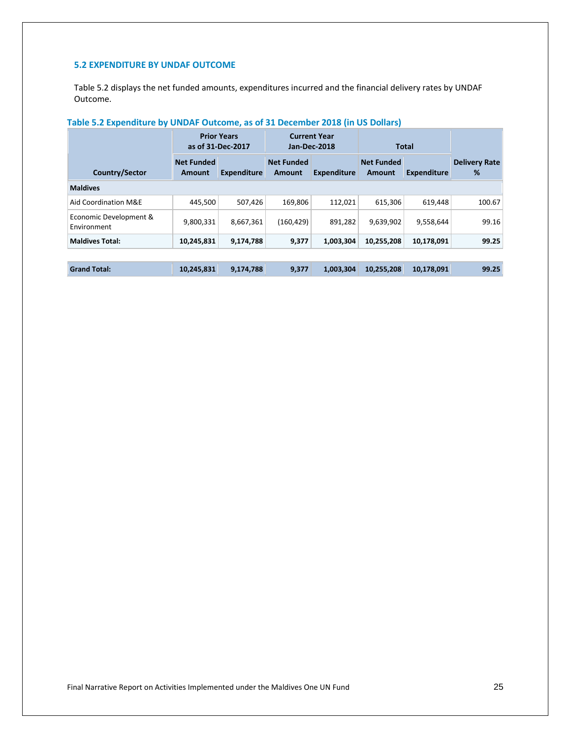### 5.2 EXPENDITURE BY UNDAF OUTCOME

Table 5.2 displays the net funded amounts, expenditures incurred and the financial delivery rates by UNDAF Outcome.

**Table 5.2 Expenditure by UNDAF Outcome, as of 31 December 2018 (in US Dollars)**

| | Prior Years as of 31-Dec-2017 | | Current Year Jan-Dec-2018 | | Total | | |
|---|---|---|---|---|---|---|---|
| **Country/Sector** | **Net Funded Amount** | **Expenditure** | **Net Funded Amount** | **Expenditure** | **Net Funded Amount** | **Expenditure** | **Delivery Rate %** |
| **Maldives** | | | | | | | |
| Aid Coordination M&E | 445,500 | 507,426 | 169,806 | 112,021 | 615,306 | 619,448 | 100.67 |
| Economic Development & Environment | 9,800,331 | 8,667,361 | (160,429) | 891,282 | 9,639,902 | 9,558,644 | 99.16 |
| **Maldives Total:** | **10,245,831** | **9,174,788** | **9,377** | **1,003,304** | **10,255,208** | **10,178,091** | **99.25** |
| **Grand Total:** | **10,245,831** | **9,174,788** | **9,377** | **1,003,304** | **10,255,208** | **10,178,091** | **99.25** |

Final Narrative Report on Activities Implemented under the Maldives One UN Fund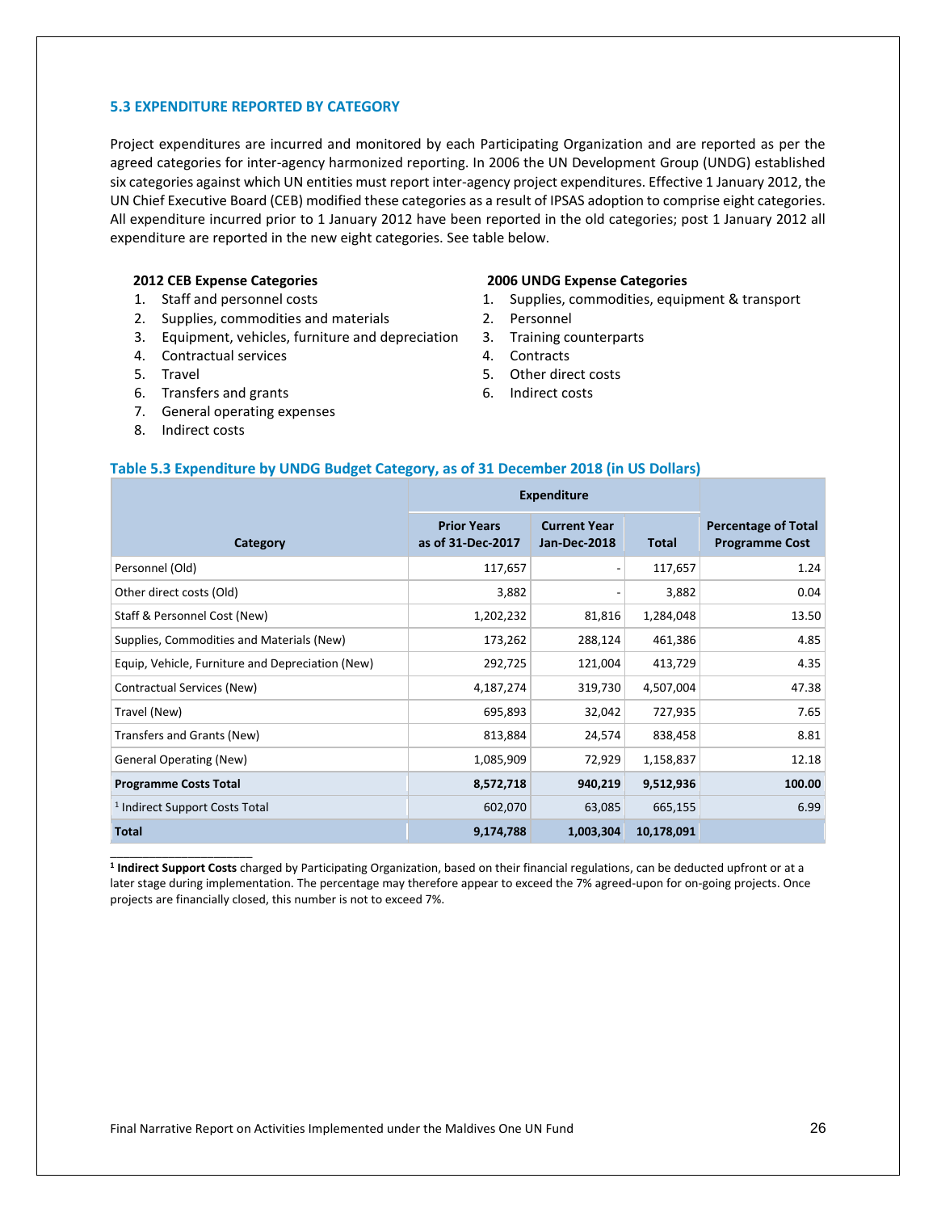### 5.3 EXPENDITURE REPORTED BY CATEGORY

Project expenditures are incurred and monitored by each Participating Organization and are reported as per the agreed categories for inter-agency harmonized reporting. In 2006 the UN Development Group (UNDG) established six categories against which UN entities must report inter-agency project expenditures. Effective 1 January 2012, the UN Chief Executive Board (CEB) modified these categories as a result of IPSAS adoption to comprise eight categories. All expenditure incurred prior to 1 January 2012 have been reported in the old categories; post 1 January 2012 all expenditure are reported in the new eight categories. See table below.

**2012 CEB Expense Categories**

1. Staff and personnel costs
2. Supplies, commodities and materials
3. Equipment, vehicles, furniture and depreciation
4. Contractual services
5. Travel
6. Transfers and grants
7. General operating expenses
8. Indirect costs

**2006 UNDG Expense Categories**

1. Supplies, commodities, equipment & transport
2. Personnel
3. Training counterparts
4. Contracts
5. Other direct costs
6. Indirect costs

**Table 5.3 Expenditure by UNDG Budget Category, as of 31 December 2018 (in US Dollars)**

| Category | Expenditure | | | Percentage of Total Programme Cost |
|---|---|---|---|---|
| | Prior Years as of 31-Dec-2017 | Current Year Jan-Dec-2018 | Total | |
| Personnel (Old) | 117,657 | - | 117,657 | 1.24 |
| Other direct costs (Old) | 3,882 | - | 3,882 | 0.04 |
| Staff & Personnel Cost (New) | 1,202,232 | 81,816 | 1,284,048 | 13.50 |
| Supplies, Commodities and Materials (New) | 173,262 | 288,124 | 461,386 | 4.85 |
| Equip, Vehicle, Furniture and Depreciation (New) | 292,725 | 121,004 | 413,729 | 4.35 |
| Contractual Services (New) | 4,187,274 | 319,730 | 4,507,004 | 47.38 |
| Travel (New) | 695,893 | 32,042 | 727,935 | 7.65 |
| Transfers and Grants (New) | 813,884 | 24,574 | 838,458 | 8.81 |
| General Operating (New) | 1,085,909 | 72,929 | 1,158,837 | 12.18 |
| **Programme Costs Total** | **8,572,718** | **940,219** | **9,512,936** | **100.00** |
| [1] Indirect Support Costs Total | 602,070 | 63,085 | 665,155 | 6.99 |
| **Total** | **9,174,788** | **1,003,304** | **10,178,091** | |

[1] **Indirect Support Costs** charged by Participating Organization, based on their financial regulations, can be deducted upfront or at a later stage during implementation. The percentage may therefore appear to exceed the 7% agreed-upon for on-going projects. Once projects are financially closed, this number is not to exceed 7%.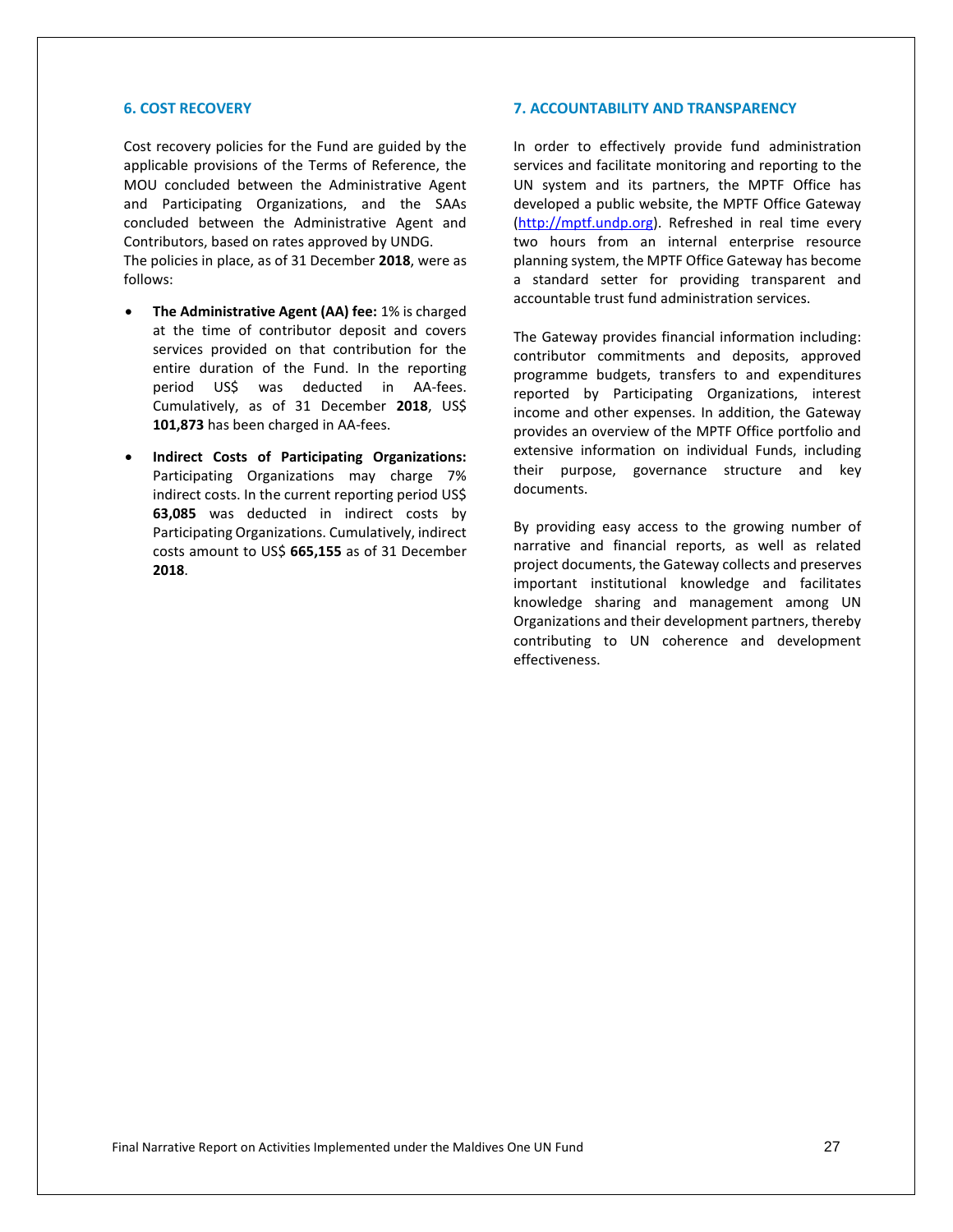## 6. COST RECOVERY

Cost recovery policies for the Fund are guided by the applicable provisions of the Terms of Reference, the MOU concluded between the Administrative Agent and Participating Organizations, and the SAAs concluded between the Administrative Agent and Contributors, based on rates approved by UNDG.
The policies in place, as of 31 December **2018**, were as follows:

- **The Administrative Agent (AA) fee:** 1% is charged at the time of contributor deposit and covers services provided on that contribution for the entire duration of the Fund. In the reporting period US$ was deducted in AA-fees. Cumulatively, as of 31 December **2018**, US$ **101,873** has been charged in AA-fees.
- **Indirect Costs of Participating Organizations:** Participating Organizations may charge 7% indirect costs. In the current reporting period US$ **63,085** was deducted in indirect costs by Participating Organizations. Cumulatively, indirect costs amount to US$ **665,155** as of 31 December **2018**.

## 7. ACCOUNTABILITY AND TRANSPARENCY

In order to effectively provide fund administration services and facilitate monitoring and reporting to the UN system and its partners, the MPTF Office has developed a public website, the MPTF Office Gateway (http://mptf.undp.org). Refreshed in real time every two hours from an internal enterprise resource planning system, the MPTF Office Gateway has become a standard setter for providing transparent and accountable trust fund administration services.

The Gateway provides financial information including: contributor commitments and deposits, approved programme budgets, transfers to and expenditures reported by Participating Organizations, interest income and other expenses. In addition, the Gateway provides an overview of the MPTF Office portfolio and extensive information on individual Funds, including their purpose, governance structure and key documents.

By providing easy access to the growing number of narrative and financial reports, as well as related project documents, the Gateway collects and preserves important institutional knowledge and facilitates knowledge sharing and management among UN Organizations and their development partners, thereby contributing to UN coherence and development effectiveness.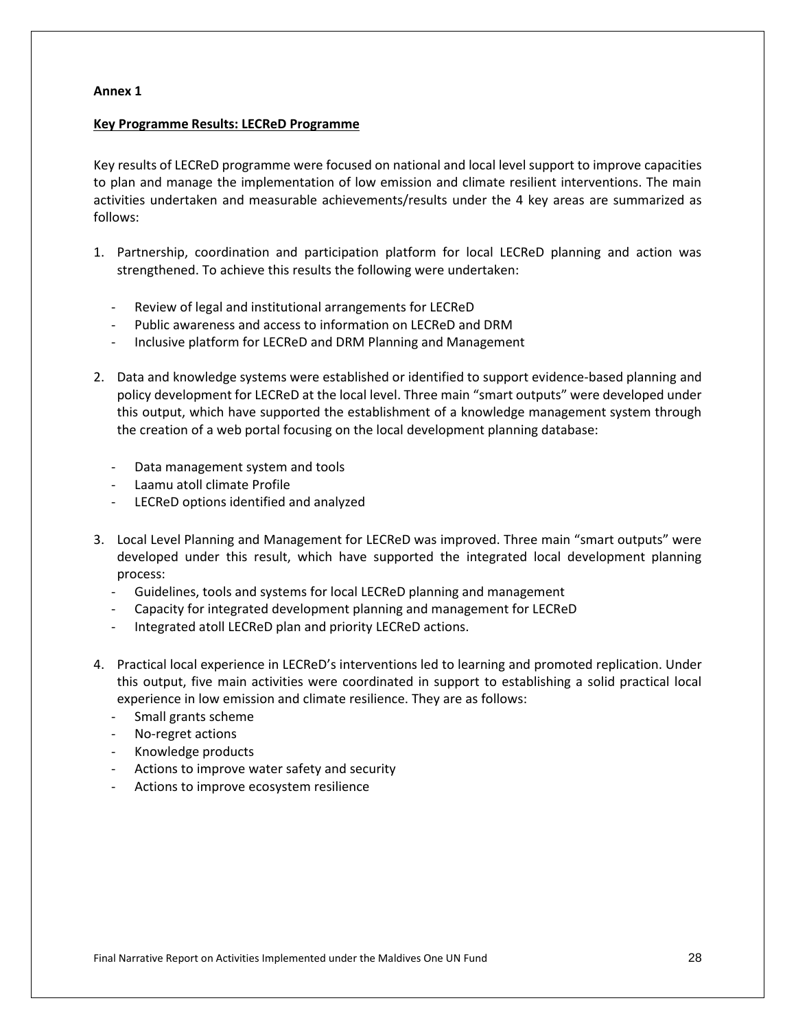**Annex 1**

**Key Programme Results: LECReD Programme**

Key results of LECReD programme were focused on national and local level support to improve capacities to plan and manage the implementation of low emission and climate resilient interventions. The main activities undertaken and measurable achievements/results under the 4 key areas are summarized as follows:

1. Partnership, coordination and participation platform for local LECReD planning and action was strengthened. To achieve this results the following were undertaken:

   - Review of legal and institutional arrangements for LECReD
   - Public awareness and access to information on LECReD and DRM
   - Inclusive platform for LECReD and DRM Planning and Management

2. Data and knowledge systems were established or identified to support evidence-based planning and policy development for LECReD at the local level. Three main "smart outputs" were developed under this output, which have supported the establishment of a knowledge management system through the creation of a web portal focusing on the local development planning database:

   - Data management system and tools
   - Laamu atoll climate Profile
   - LECReD options identified and analyzed

3. Local Level Planning and Management for LECReD was improved. Three main "smart outputs" were developed under this result, which have supported the integrated local development planning process:
   - Guidelines, tools and systems for local LECReD planning and management
   - Capacity for integrated development planning and management for LECReD
   - Integrated atoll LECReD plan and priority LECReD actions.

4. Practical local experience in LECReD's interventions led to learning and promoted replication. Under this output, five main activities were coordinated in support to establishing a solid practical local experience in low emission and climate resilience. They are as follows:
   - Small grants scheme
   - No-regret actions
   - Knowledge products
   - Actions to improve water safety and security
   - Actions to improve ecosystem resilience